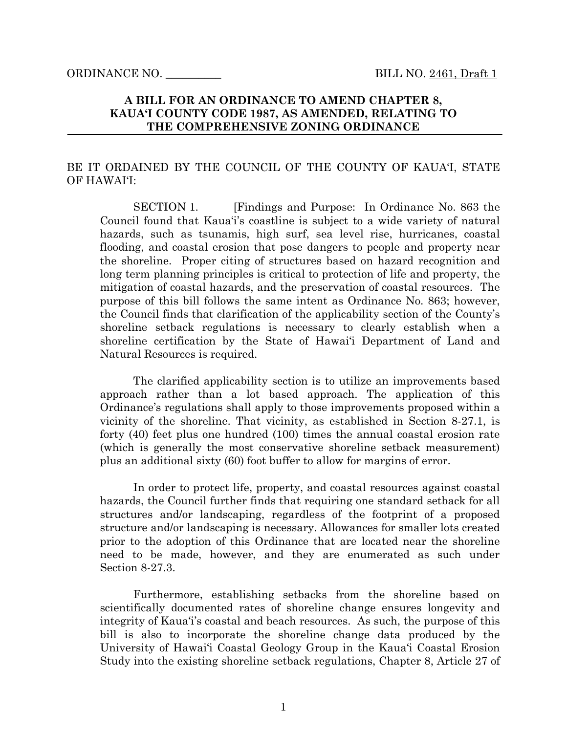ORDINANCE NO. __________ BILL NO. 2461, Draft 1

**A BILL FOR AN ORDINANCE TO AMEND CHAPTER 8, KAUAʻI COUNTY CODE 1987, AS AMENDED, RELATING TO THE COMPREHENSIVE ZONING ORDINANCE**

BE IT ORDAINED BY THE COUNCIL OF THE COUNTY OF KAUAʻI, STATE OF HAWAIʻI:

SECTION 1. [Findings and Purpose: In Ordinance No. 863 the Council found that Kauaʻi's coastline is subject to a wide variety of natural hazards, such as tsunamis, high surf, sea level rise, hurricanes, coastal flooding, and coastal erosion that pose dangers to people and property near the shoreline. Proper citing of structures based on hazard recognition and long term planning principles is critical to protection of life and property, the mitigation of coastal hazards, and the preservation of coastal resources. The purpose of this bill follows the same intent as Ordinance No. 863; however, the Council finds that clarification of the applicability section of the County's shoreline setback regulations is necessary to clearly establish when a shoreline certification by the State of Hawaiʻi Department of Land and Natural Resources is required.

The clarified applicability section is to utilize an improvements based approach rather than a lot based approach. The application of this Ordinance's regulations shall apply to those improvements proposed within a vicinity of the shoreline. That vicinity, as established in Section 8-27.1, is forty (40) feet plus one hundred (100) times the annual coastal erosion rate (which is generally the most conservative shoreline setback measurement) plus an additional sixty (60) foot buffer to allow for margins of error.

In order to protect life, property, and coastal resources against coastal hazards, the Council further finds that requiring one standard setback for all structures and/or landscaping, regardless of the footprint of a proposed structure and/or landscaping is necessary. Allowances for smaller lots created prior to the adoption of this Ordinance that are located near the shoreline need to be made, however, and they are enumerated as such under Section 8-27.3.

Furthermore, establishing setbacks from the shoreline based on scientifically documented rates of shoreline change ensures longevity and integrity of Kauaʻi's coastal and beach resources. As such, the purpose of this bill is also to incorporate the shoreline change data produced by the University of Hawaiʻi Coastal Geology Group in the Kauaʻi Coastal Erosion Study into the existing shoreline setback regulations, Chapter 8, Article 27 of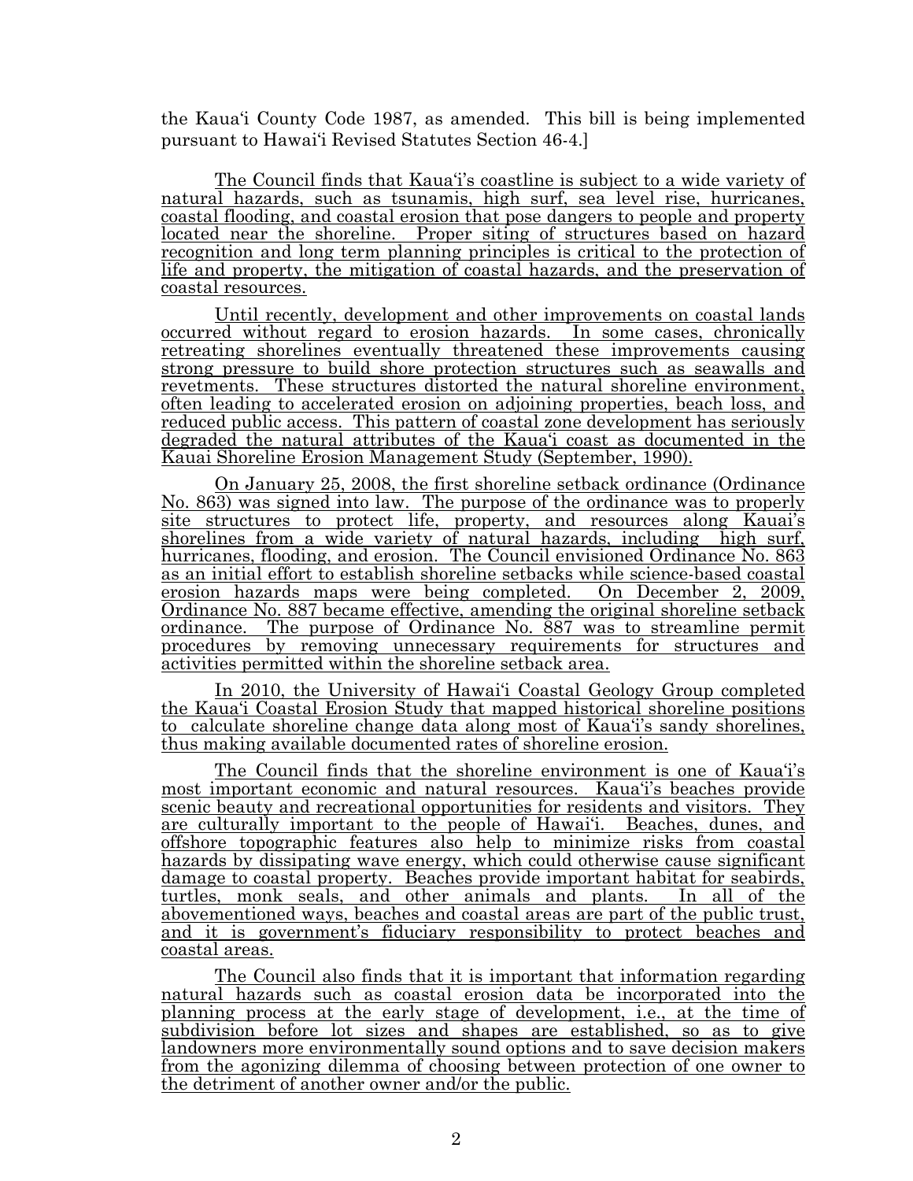the Kauaʻi County Code 1987, as amended. This bill is being implemented pursuant to Hawaiʻi Revised Statutes Section 46-4.]

<u>The Council finds that Kauaʻi's coastline is subject to a wide variety of natural hazards, such as tsunamis, high surf, sea level rise, hurricanes, coastal flooding, and coastal erosion that pose dangers to people and property located near the shoreline. Proper siting of structures based on hazard recognition and long term planning principles is critical to the protection of life and property, the mitigation of coastal hazards, and the preservation of coastal resources.</u>

<u>Until recently, development and other improvements on coastal lands occurred without regard to erosion hazards. In some cases, chronically retreating shorelines eventually threatened these improvements causing strong pressure to build shore protection structures such as seawalls and revetments. These structures distorted the natural shoreline environment, often leading to accelerated erosion on adjoining properties, beach loss, and reduced public access. This pattern of coastal zone development has seriously degraded the natural attributes of the Kauaʻi coast as documented in the Kauai Shoreline Erosion Management Study (September, 1990).</u>

<u>On January 25, 2008, the first shoreline setback ordinance (Ordinance No. 863) was signed into law. The purpose of the ordinance was to properly site structures to protect life, property, and resources along Kauai's shorelines from a wide variety of natural hazards, including high surf, hurricanes, flooding, and erosion. The Council envisioned Ordinance No. 863 as an initial effort to establish shoreline setbacks while science-based coastal erosion hazards maps were being completed. On December 2, 2009, Ordinance No. 887 became effective, amending the original shoreline setback ordinance. The purpose of Ordinance No. 887 was to streamline permit procedures by removing unnecessary requirements for structures and activities permitted within the shoreline setback area.</u>

<u>In 2010, the University of Hawaiʻi Coastal Geology Group completed the Kauaʻi Coastal Erosion Study that mapped historical shoreline positions to calculate shoreline change data along most of Kauaʻi's sandy shorelines, thus making available documented rates of shoreline erosion.</u>

<u>The Council finds that the shoreline environment is one of Kauaʻi's most important economic and natural resources. Kauaʻi's beaches provide scenic beauty and recreational opportunities for residents and visitors. They are culturally important to the people of Hawaiʻi. Beaches, dunes, and offshore topographic features also help to minimize risks from coastal hazards by dissipating wave energy, which could otherwise cause significant damage to coastal property. Beaches provide important habitat for seabirds, turtles, monk seals, and other animals and plants. In all of the abovementioned ways, beaches and coastal areas are part of the public trust, and it is government's fiduciary responsibility to protect beaches and coastal areas.</u>

<u>The Council also finds that it is important that information regarding natural hazards such as coastal erosion data be incorporated into the planning process at the early stage of development, i.e., at the time of subdivision before lot sizes and shapes are established, so as to give landowners more environmentally sound options and to save decision makers from the agonizing dilemma of choosing between protection of one owner to the detriment of another owner and/or the public.</u>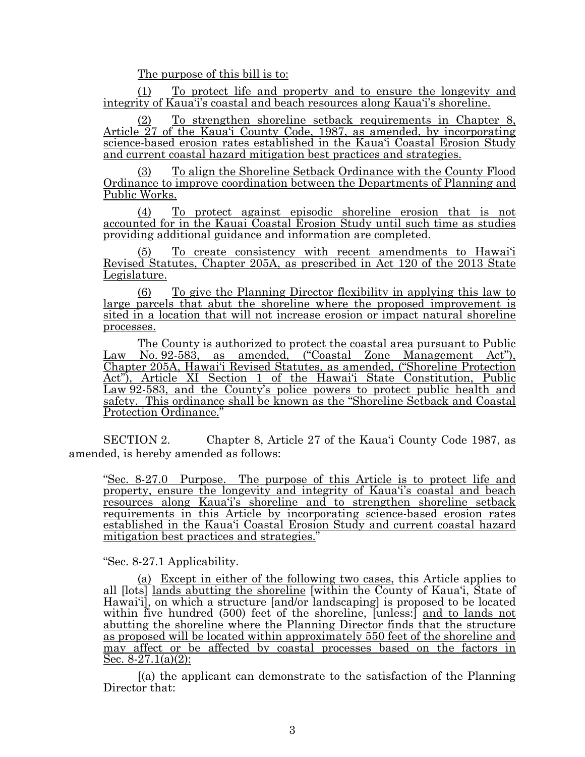The purpose of this bill is to:

(1) To protect life and property and to ensure the longevity and integrity of Kaua'i's coastal and beach resources along Kaua'i's shoreline.

(2) To strengthen shoreline setback requirements in Chapter 8, Article 27 of the Kaua'i County Code, 1987, as amended, by incorporating science-based erosion rates established in the Kaua'i Coastal Erosion Study and current coastal hazard mitigation best practices and strategies.

(3) To align the Shoreline Setback Ordinance with the County Flood Ordinance to improve coordination between the Departments of Planning and Public Works.

(4) To protect against episodic shoreline erosion that is not accounted for in the Kauai Coastal Erosion Study until such time as studies providing additional guidance and information are completed.

(5) To create consistency with recent amendments to Hawai'i Revised Statutes, Chapter 205A, as prescribed in Act 120 of the 2013 State Legislature.

(6) To give the Planning Director flexibility in applying this law to large parcels that abut the shoreline where the proposed improvement is sited in a location that will not increase erosion or impact natural shoreline processes.

The County is authorized to protect the coastal area pursuant to Public Law No. 92-583, as amended, ("Coastal Zone Management Act"), Chapter 205A, Hawai'i Revised Statutes, as amended, ("Shoreline Protection Act"), Article XI Section 1 of the Hawai'i State Constitution, Public Law 92-583, and the County's police powers to protect public health and safety. This ordinance shall be known as the "Shoreline Setback and Coastal Protection Ordinance."

SECTION 2. Chapter 8, Article 27 of the Kaua'i County Code 1987, as amended, is hereby amended as follows:

"Sec. 8-27.0 Purpose. The purpose of this Article is to protect life and property, ensure the longevity and integrity of Kaua'i's coastal and beach resources along Kaua'i's shoreline and to strengthen shoreline setback requirements in this Article by incorporating science-based erosion rates established in the Kaua'i Coastal Erosion Study and current coastal hazard mitigation best practices and strategies."

"Sec. 8-27.1 Applicability.

(a) Except in either of the following two cases, this Article applies to all [lots] lands abutting the shoreline [within the County of Kaua'i, State of Hawai'i], on which a structure [and/or landscaping] is proposed to be located within five hundred (500) feet of the shoreline, [unless:] and to lands not abutting the shoreline where the Planning Director finds that the structure as proposed will be located within approximately 550 feet of the shoreline and may affect or be affected by coastal processes based on the factors in Sec. 8-27.1(a)(2):

[(a) the applicant can demonstrate to the satisfaction of the Planning Director that: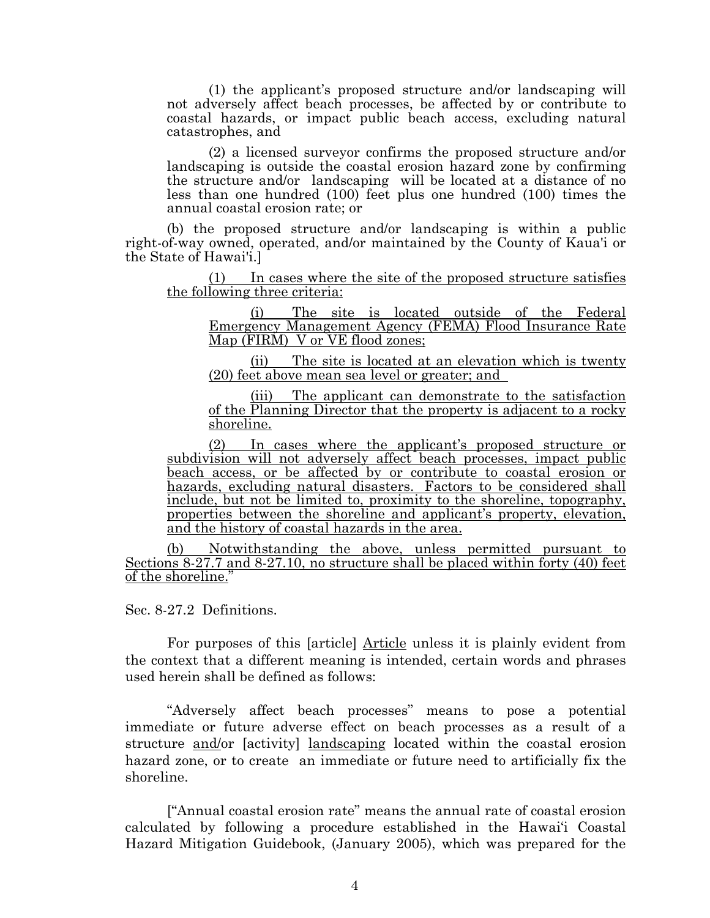(1) the applicant's proposed structure and/or landscaping will not adversely affect beach processes, be affected by or contribute to coastal hazards, or impact public beach access, excluding natural catastrophes, and

(2) a licensed surveyor confirms the proposed structure and/or landscaping is outside the coastal erosion hazard zone by confirming the structure and/or landscaping will be located at a distance of no less than one hundred (100) feet plus one hundred (100) times the annual coastal erosion rate; or

(b) the proposed structure and/or landscaping is within a public right-of-way owned, operated, and/or maintained by the County of Kaua'i or the State of Hawai'i.]

<u>(1) In cases where the site of the proposed structure satisfies the following three criteria:</u>

<u>(i) The site is located outside of the Federal Emergency Management Agency (FEMA) Flood Insurance Rate Map (FIRM) V or VE flood zones;</u>

<u>(ii) The site is located at an elevation which is twenty (20) feet above mean sea level or greater; and</u>

<u>(iii) The applicant can demonstrate to the satisfaction of the Planning Director that the property is adjacent to a rocky shoreline.</u>

<u>(2) In cases where the applicant's proposed structure or subdivision will not adversely affect beach processes, impact public beach access, or be affected by or contribute to coastal erosion or hazards, excluding natural disasters. Factors to be considered shall include, but not be limited to, proximity to the shoreline, topography, properties between the shoreline and applicant's property, elevation, and the history of coastal hazards in the area.</u>

<u>(b) Notwithstanding the above, unless permitted pursuant to Sections 8-27.7 and 8-27.10, no structure shall be placed within forty (40) feet of the shoreline.</u>"

Sec. 8-27.2 Definitions.

For purposes of this [article] <u>Article</u> unless it is plainly evident from the context that a different meaning is intended, certain words and phrases used herein shall be defined as follows:

"Adversely affect beach processes" means to pose a potential immediate or future adverse effect on beach processes as a result of a structure <u>and/</u>or [activity] <u>landscaping</u> located within the coastal erosion hazard zone, or to create an immediate or future need to artificially fix the shoreline.

["Annual coastal erosion rate" means the annual rate of coastal erosion calculated by following a procedure established in the Hawai'i Coastal Hazard Mitigation Guidebook, (January 2005), which was prepared for the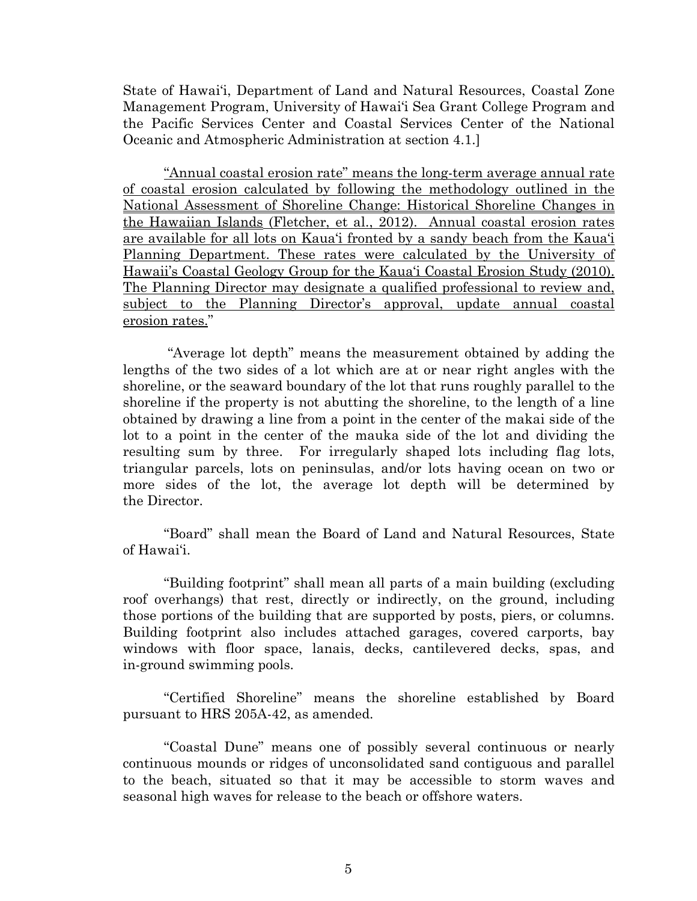State of Hawaiʻi, Department of Land and Natural Resources, Coastal Zone Management Program, University of Hawaiʻi Sea Grant College Program and the Pacific Services Center and Coastal Services Center of the National Oceanic and Atmospheric Administration at section 4.1.]

<u>"Annual coastal erosion rate" means the long-term average annual rate of coastal erosion calculated by following the methodology outlined in the National Assessment of Shoreline Change: Historical Shoreline Changes in the Hawaiian Islands</u> (Fletcher, et al., 2012). <u>Annual coastal erosion rates are available for all lots on Kauaʻi fronted by a sandy beach from the Kauaʻi Planning Department. These rates were calculated by the University of Hawaii's Coastal Geology Group for the Kauaʻi Coastal Erosion Study (2010). The Planning Director may designate a qualified professional to review and, subject to the Planning Director's approval, update annual coastal erosion rates.</u>"

"Average lot depth" means the measurement obtained by adding the lengths of the two sides of a lot which are at or near right angles with the shoreline, or the seaward boundary of the lot that runs roughly parallel to the shoreline if the property is not abutting the shoreline, to the length of a line obtained by drawing a line from a point in the center of the makai side of the lot to a point in the center of the mauka side of the lot and dividing the resulting sum by three. For irregularly shaped lots including flag lots, triangular parcels, lots on peninsulas, and/or lots having ocean on two or more sides of the lot, the average lot depth will be determined by the Director.

"Board" shall mean the Board of Land and Natural Resources, State of Hawaiʻi.

"Building footprint" shall mean all parts of a main building (excluding roof overhangs) that rest, directly or indirectly, on the ground, including those portions of the building that are supported by posts, piers, or columns. Building footprint also includes attached garages, covered carports, bay windows with floor space, lanais, decks, cantilevered decks, spas, and in-ground swimming pools.

"Certified Shoreline" means the shoreline established by Board pursuant to HRS 205A-42, as amended.

"Coastal Dune" means one of possibly several continuous or nearly continuous mounds or ridges of unconsolidated sand contiguous and parallel to the beach, situated so that it may be accessible to storm waves and seasonal high waves for release to the beach or offshore waters.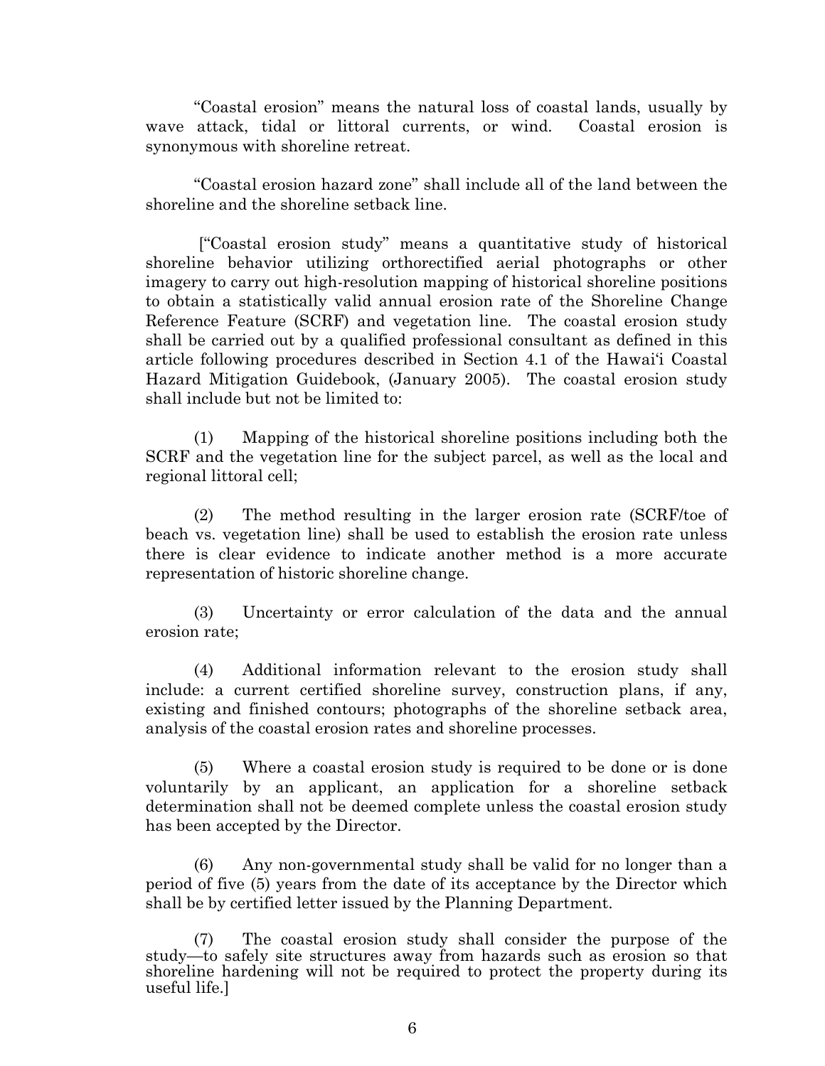"Coastal erosion" means the natural loss of coastal lands, usually by wave attack, tidal or littoral currents, or wind. Coastal erosion is synonymous with shoreline retreat.

"Coastal erosion hazard zone" shall include all of the land between the shoreline and the shoreline setback line.

["Coastal erosion study" means a quantitative study of historical shoreline behavior utilizing orthorectified aerial photographs or other imagery to carry out high-resolution mapping of historical shoreline positions to obtain a statistically valid annual erosion rate of the Shoreline Change Reference Feature (SCRF) and vegetation line. The coastal erosion study shall be carried out by a qualified professional consultant as defined in this article following procedures described in Section 4.1 of the Hawai'i Coastal Hazard Mitigation Guidebook, (January 2005). The coastal erosion study shall include but not be limited to:

(1) Mapping of the historical shoreline positions including both the SCRF and the vegetation line for the subject parcel, as well as the local and regional littoral cell;

(2) The method resulting in the larger erosion rate (SCRF/toe of beach vs. vegetation line) shall be used to establish the erosion rate unless there is clear evidence to indicate another method is a more accurate representation of historic shoreline change.

(3) Uncertainty or error calculation of the data and the annual erosion rate;

(4) Additional information relevant to the erosion study shall include: a current certified shoreline survey, construction plans, if any, existing and finished contours; photographs of the shoreline setback area, analysis of the coastal erosion rates and shoreline processes.

(5) Where a coastal erosion study is required to be done or is done voluntarily by an applicant, an application for a shoreline setback determination shall not be deemed complete unless the coastal erosion study has been accepted by the Director.

(6) Any non-governmental study shall be valid for no longer than a period of five (5) years from the date of its acceptance by the Director which shall be by certified letter issued by the Planning Department.

(7) The coastal erosion study shall consider the purpose of the study—to safely site structures away from hazards such as erosion so that shoreline hardening will not be required to protect the property during its useful life.]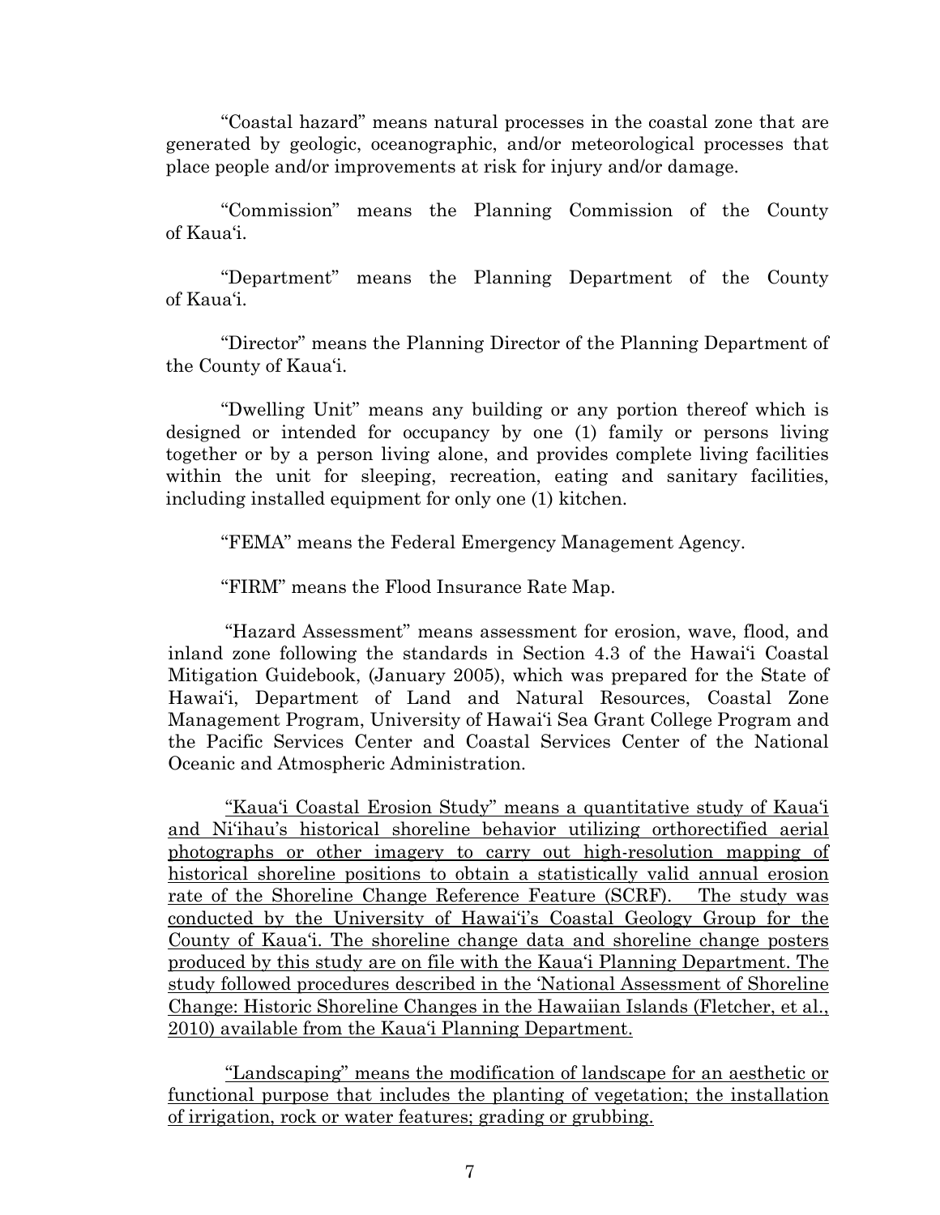"Coastal hazard" means natural processes in the coastal zone that are generated by geologic, oceanographic, and/or meteorological processes that place people and/or improvements at risk for injury and/or damage.

"Commission" means the Planning Commission of the County of Kauaʻi.

"Department" means the Planning Department of the County of Kauaʻi.

"Director" means the Planning Director of the Planning Department of the County of Kauaʻi.

"Dwelling Unit" means any building or any portion thereof which is designed or intended for occupancy by one (1) family or persons living together or by a person living alone, and provides complete living facilities within the unit for sleeping, recreation, eating and sanitary facilities, including installed equipment for only one (1) kitchen.

"FEMA" means the Federal Emergency Management Agency.

"FIRM" means the Flood Insurance Rate Map.

"Hazard Assessment" means assessment for erosion, wave, flood, and inland zone following the standards in Section 4.3 of the Hawaiʻi Coastal Mitigation Guidebook, (January 2005), which was prepared for the State of Hawaiʻi, Department of Land and Natural Resources, Coastal Zone Management Program, University of Hawaiʻi Sea Grant College Program and the Pacific Services Center and Coastal Services Center of the National Oceanic and Atmospheric Administration.

<u>"Kauaʻi Coastal Erosion Study" means a quantitative study of Kauaʻi and Niʻihau's historical shoreline behavior utilizing orthorectified aerial photographs or other imagery to carry out high-resolution mapping of historical shoreline positions to obtain a statistically valid annual erosion rate of the Shoreline Change Reference Feature (SCRF). The study was conducted by the University of Hawaiʻi's Coastal Geology Group for the County of Kauaʻi. The shoreline change data and shoreline change posters produced by this study are on file with the Kauaʻi Planning Department. The study followed procedures described in the 'National Assessment of Shoreline Change: Historic Shoreline Changes in the Hawaiian Islands (Fletcher, et al., 2010) available from the Kauaʻi Planning Department.</u>

<u>"Landscaping" means the modification of landscape for an aesthetic or functional purpose that includes the planting of vegetation; the installation of irrigation, rock or water features; grading or grubbing.</u>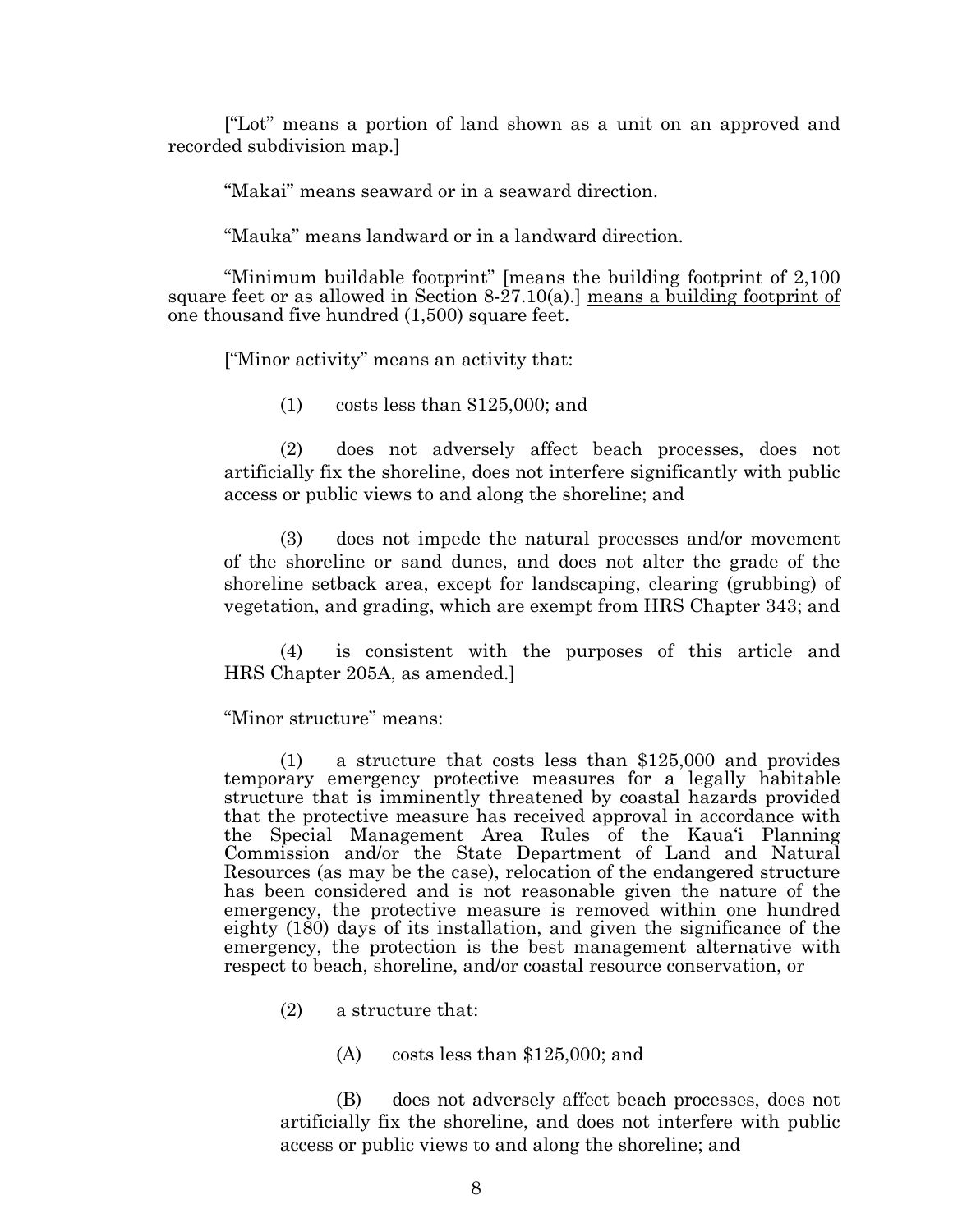["Lot" means a portion of land shown as a unit on an approved and recorded subdivision map.]

"Makai" means seaward or in a seaward direction.

"Mauka" means landward or in a landward direction.

"Minimum buildable footprint" [means the building footprint of 2,100 square feet or as allowed in Section 8-27.10(a).] <u>means a building footprint of one thousand five hundred (1,500) square feet.</u>

["Minor activity" means an activity that:

(1) costs less than $125,000; and

(2) does not adversely affect beach processes, does not artificially fix the shoreline, does not interfere significantly with public access or public views to and along the shoreline; and

(3) does not impede the natural processes and/or movement of the shoreline or sand dunes, and does not alter the grade of the shoreline setback area, except for landscaping, clearing (grubbing) of vegetation, and grading, which are exempt from HRS Chapter 343; and

(4) is consistent with the purposes of this article and HRS Chapter 205A, as amended.]

"Minor structure" means:

(1) a structure that costs less than $125,000 and provides temporary emergency protective measures for a legally habitable structure that is imminently threatened by coastal hazards provided that the protective measure has received approval in accordance with the Special Management Area Rules of the Kaua'i Planning Commission and/or the State Department of Land and Natural Resources (as may be the case), relocation of the endangered structure has been considered and is not reasonable given the nature of the emergency, the protective measure is removed within one hundred eighty (180) days of its installation, and given the significance of the emergency, the protection is the best management alternative with respect to beach, shoreline, and/or coastal resource conservation, or

(2) a structure that:

(A) costs less than $125,000; and

(B) does not adversely affect beach processes, does not artificially fix the shoreline, and does not interfere with public access or public views to and along the shoreline; and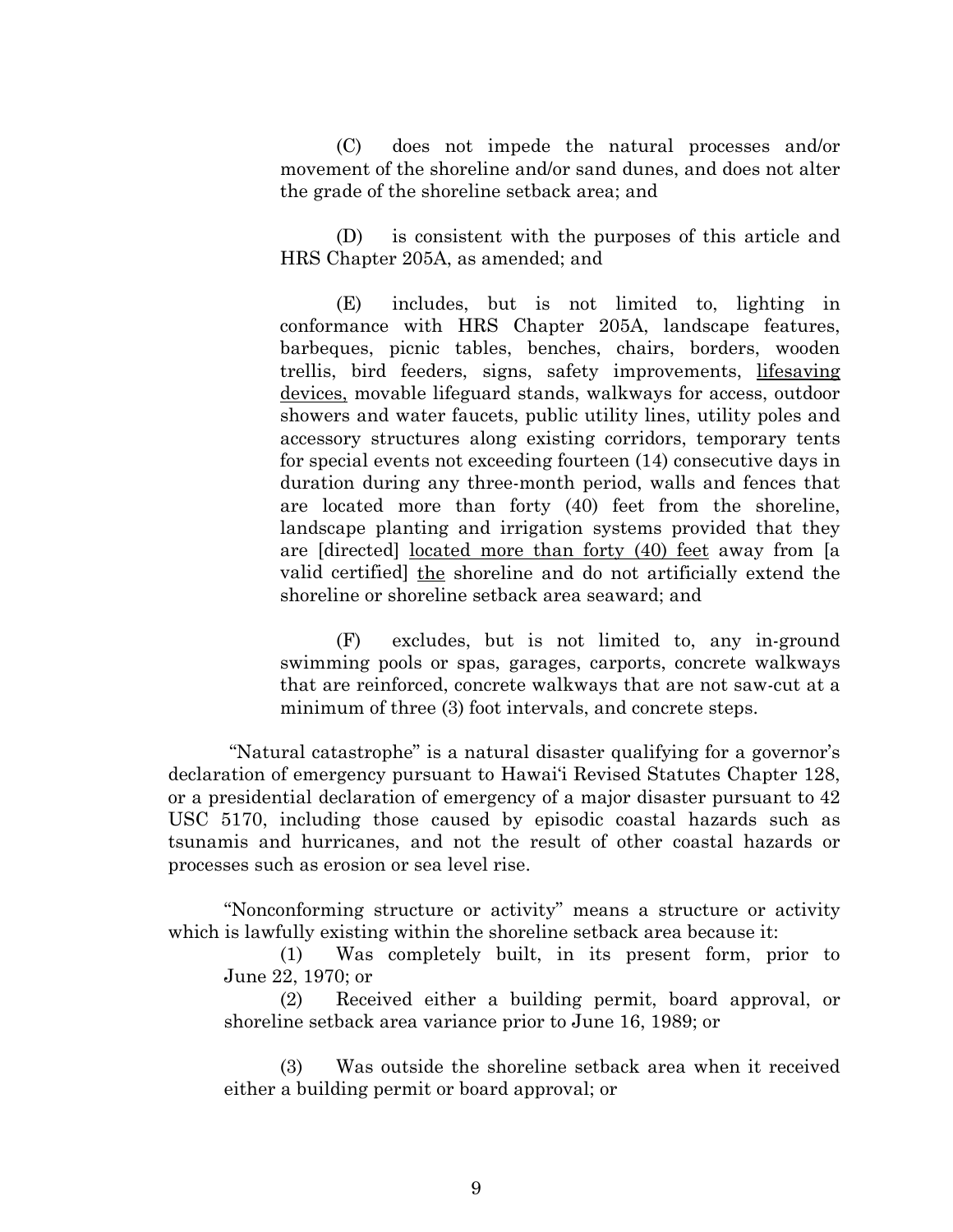(C) does not impede the natural processes and/or movement of the shoreline and/or sand dunes, and does not alter the grade of the shoreline setback area; and

(D) is consistent with the purposes of this article and HRS Chapter 205A, as amended; and

(E) includes, but is not limited to, lighting in conformance with HRS Chapter 205A, landscape features, barbeques, picnic tables, benches, chairs, borders, wooden trellis, bird feeders, signs, safety improvements, <u>lifesaving devices,</u> movable lifeguard stands, walkways for access, outdoor showers and water faucets, public utility lines, utility poles and accessory structures along existing corridors, temporary tents for special events not exceeding fourteen (14) consecutive days in duration during any three-month period, walls and fences that are located more than forty (40) feet from the shoreline, landscape planting and irrigation systems provided that they are [directed] <u>located more than forty (40) feet</u> away from [a valid certified] <u>the</u> shoreline and do not artificially extend the shoreline or shoreline setback area seaward; and

(F) excludes, but is not limited to, any in-ground swimming pools or spas, garages, carports, concrete walkways that are reinforced, concrete walkways that are not saw-cut at a minimum of three (3) foot intervals, and concrete steps.

"Natural catastrophe" is a natural disaster qualifying for a governor's declaration of emergency pursuant to Hawai'i Revised Statutes Chapter 128, or a presidential declaration of emergency of a major disaster pursuant to 42 USC 5170, including those caused by episodic coastal hazards such as tsunamis and hurricanes, and not the result of other coastal hazards or processes such as erosion or sea level rise.

"Nonconforming structure or activity" means a structure or activity which is lawfully existing within the shoreline setback area because it:

(1) Was completely built, in its present form, prior to June 22, 1970; or

(2) Received either a building permit, board approval, or shoreline setback area variance prior to June 16, 1989; or

(3) Was outside the shoreline setback area when it received either a building permit or board approval; or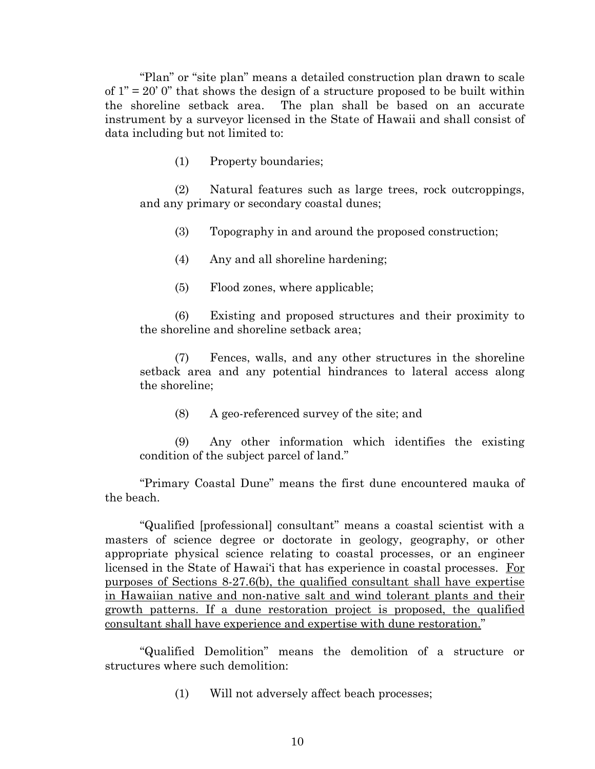"Plan" or "site plan" means a detailed construction plan drawn to scale of 1" = 20' 0" that shows the design of a structure proposed to be built within the shoreline setback area. The plan shall be based on an accurate instrument by a surveyor licensed in the State of Hawaii and shall consist of data including but not limited to:

(1) Property boundaries;

(2) Natural features such as large trees, rock outcroppings, and any primary or secondary coastal dunes;

(3) Topography in and around the proposed construction;

(4) Any and all shoreline hardening;

(5) Flood zones, where applicable;

(6) Existing and proposed structures and their proximity to the shoreline and shoreline setback area;

(7) Fences, walls, and any other structures in the shoreline setback area and any potential hindrances to lateral access along the shoreline;

(8) A geo-referenced survey of the site; and

(9) Any other information which identifies the existing condition of the subject parcel of land."

"Primary Coastal Dune" means the first dune encountered mauka of the beach.

"Qualified [professional] consultant" means a coastal scientist with a masters of science degree or doctorate in geology, geography, or other appropriate physical science relating to coastal processes, or an engineer licensed in the State of Hawai'i that has experience in coastal processes. <u>For purposes of Sections 8-27.6(b), the qualified consultant shall have expertise in Hawaiian native and non-native salt and wind tolerant plants and their growth patterns. If a dune restoration project is proposed, the qualified consultant shall have experience and expertise with dune restoration.</u>"

"Qualified Demolition" means the demolition of a structure or structures where such demolition:

(1) Will not adversely affect beach processes;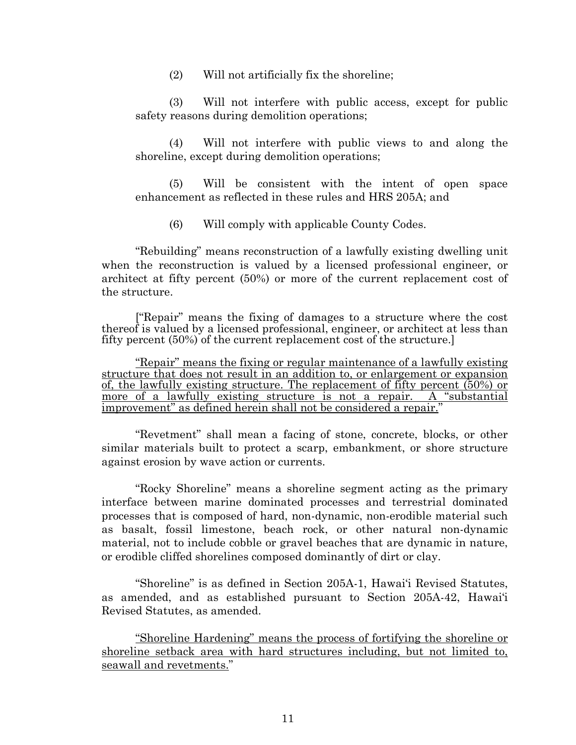(2) Will not artificially fix the shoreline;

(3) Will not interfere with public access, except for public safety reasons during demolition operations;

(4) Will not interfere with public views to and along the shoreline, except during demolition operations;

(5) Will be consistent with the intent of open space enhancement as reflected in these rules and HRS 205A; and

(6) Will comply with applicable County Codes.

"Rebuilding" means reconstruction of a lawfully existing dwelling unit when the reconstruction is valued by a licensed professional engineer, or architect at fifty percent (50%) or more of the current replacement cost of the structure.

["Repair" means the fixing of damages to a structure where the cost thereof is valued by a licensed professional, engineer, or architect at less than fifty percent (50%) of the current replacement cost of the structure.]

<u>"Repair" means the fixing or regular maintenance of a lawfully existing structure that does not result in an addition to, or enlargement or expansion of, the lawfully existing structure. The replacement of fifty percent (50%) or more of a lawfully existing structure is not a repair. A "substantial improvement" as defined herein shall not be considered a repair.</u>"

"Revetment" shall mean a facing of stone, concrete, blocks, or other similar materials built to protect a scarp, embankment, or shore structure against erosion by wave action or currents.

"Rocky Shoreline" means a shoreline segment acting as the primary interface between marine dominated processes and terrestrial dominated processes that is composed of hard, non-dynamic, non-erodible material such as basalt, fossil limestone, beach rock, or other natural non-dynamic material, not to include cobble or gravel beaches that are dynamic in nature, or erodible cliffed shorelines composed dominantly of dirt or clay.

"Shoreline" is as defined in Section 205A-1, Hawai'i Revised Statutes, as amended, and as established pursuant to Section 205A-42, Hawai'i Revised Statutes, as amended.

<u>"Shoreline Hardening" means the process of fortifying the shoreline or shoreline setback area with hard structures including, but not limited to, seawall and revetments.</u>"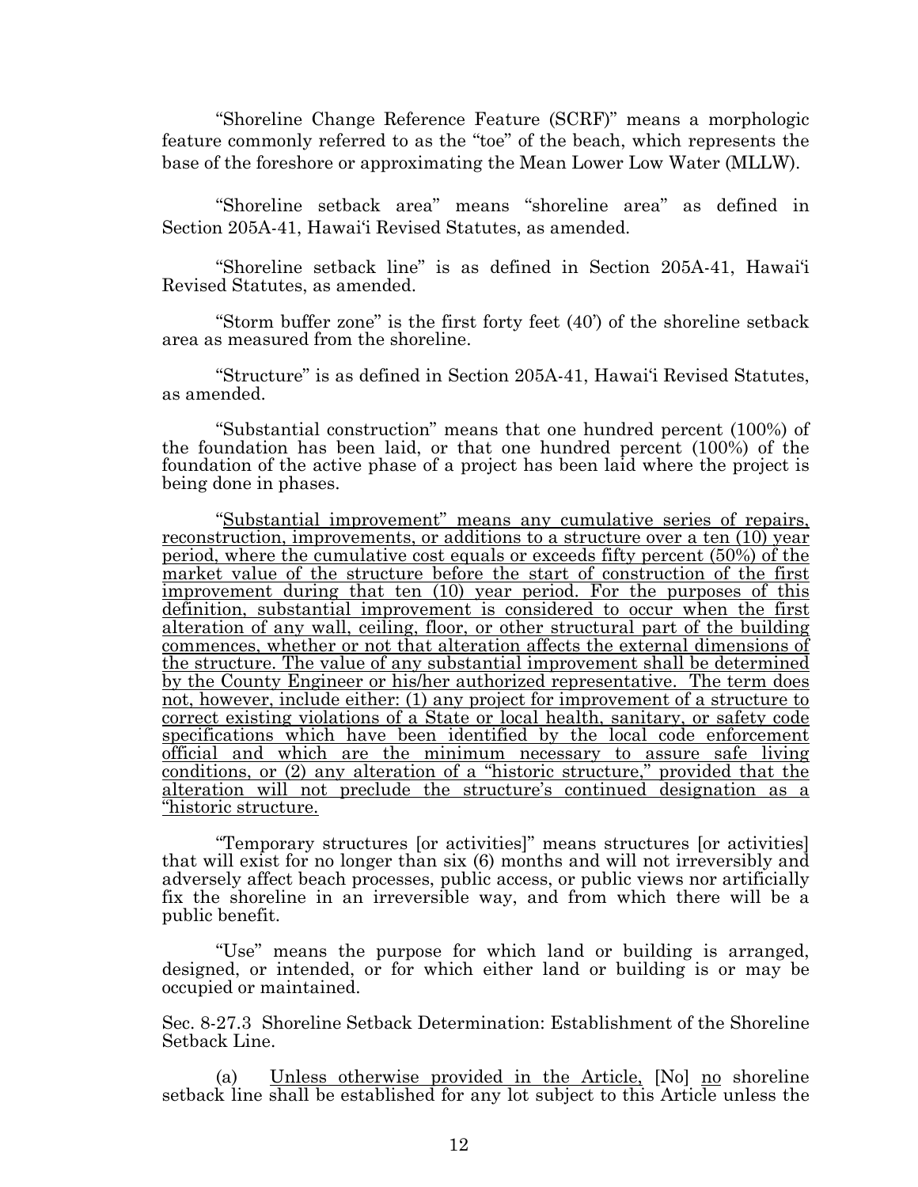"Shoreline Change Reference Feature (SCRF)" means a morphologic feature commonly referred to as the "toe" of the beach, which represents the base of the foreshore or approximating the Mean Lower Low Water (MLLW).

"Shoreline setback area" means "shoreline area" as defined in Section 205A-41, Hawai'i Revised Statutes, as amended.

"Shoreline setback line" is as defined in Section 205A-41, Hawai'i Revised Statutes, as amended.

"Storm buffer zone" is the first forty feet (40') of the shoreline setback area as measured from the shoreline.

"Structure" is as defined in Section 205A-41, Hawai'i Revised Statutes, as amended.

"Substantial construction" means that one hundred percent (100%) of the foundation has been laid, or that one hundred percent (100%) of the foundation of the active phase of a project has been laid where the project is being done in phases.

<u>"Substantial improvement" means any cumulative series of repairs, reconstruction, improvements, or additions to a structure over a ten (10) year period, where the cumulative cost equals or exceeds fifty percent (50%) of the market value of the structure before the start of construction of the first improvement during that ten (10) year period. For the purposes of this definition, substantial improvement is considered to occur when the first alteration of any wall, ceiling, floor, or other structural part of the building commences, whether or not that alteration affects the external dimensions of the structure. The value of any substantial improvement shall be determined by the County Engineer or his/her authorized representative. The term does not, however, include either: (1) any project for improvement of a structure to correct existing violations of a State or local health, sanitary, or safety code specifications which have been identified by the local code enforcement official and which are the minimum necessary to assure safe living conditions, or (2) any alteration of a "historic structure," provided that the alteration will not preclude the structure's continued designation as a "historic structure.</u>

"Temporary structures [or activities]" means structures [or activities] that will exist for no longer than six (6) months and will not irreversibly and adversely affect beach processes, public access, or public views nor artificially fix the shoreline in an irreversible way, and from which there will be a public benefit.

"Use" means the purpose for which land or building is arranged, designed, or intended, or for which either land or building is or may be occupied or maintained.

Sec. 8-27.3 Shoreline Setback Determination: Establishment of the Shoreline Setback Line.

(a) <u>Unless otherwise provided in the Article,</u> [No] <u>no</u> shoreline setback line shall be established for any lot subject to this Article unless the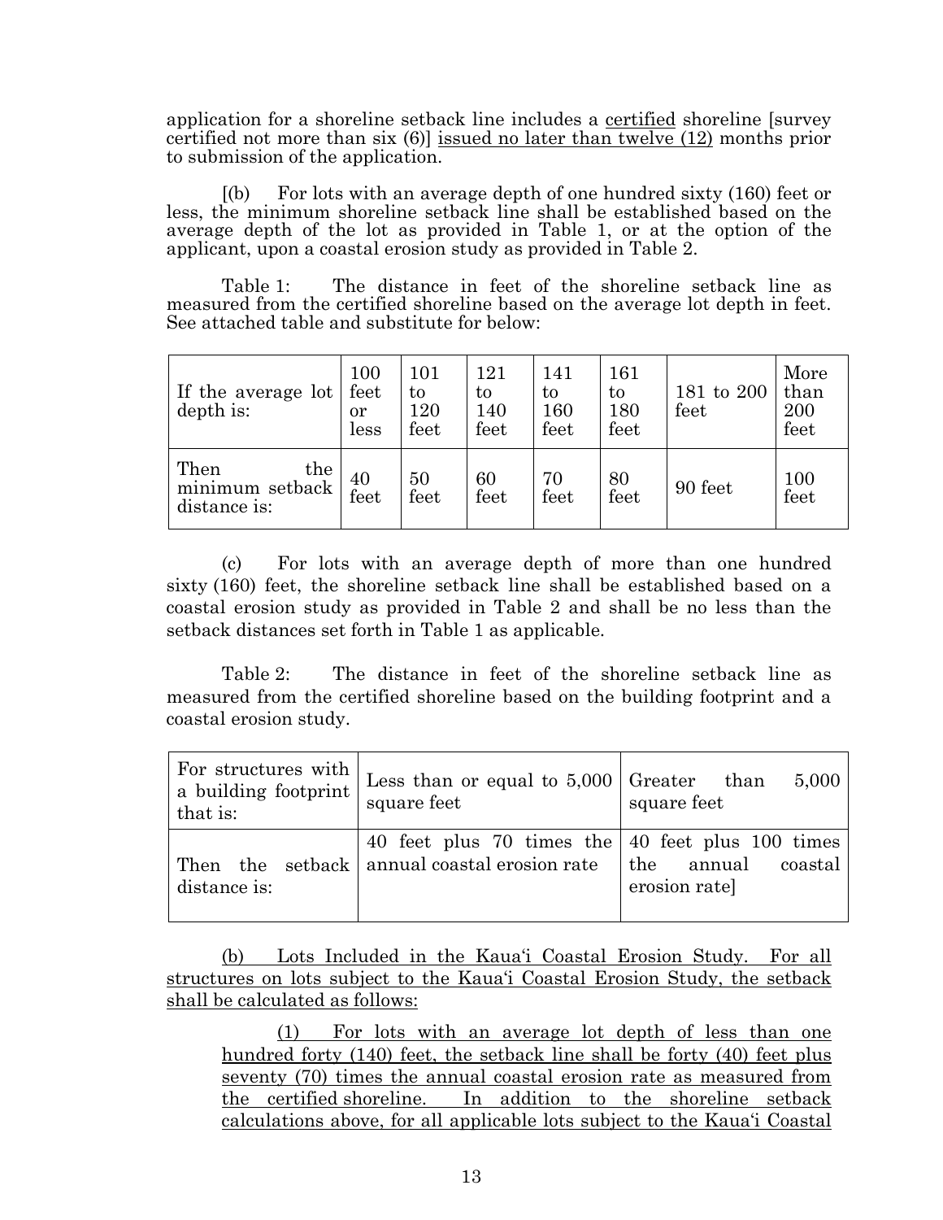application for a shoreline setback line includes a certified shoreline [survey certified not more than six (6)] issued no later than twelve (12) months prior to submission of the application.

[(b) For lots with an average depth of one hundred sixty (160) feet or less, the minimum shoreline setback line shall be established based on the average depth of the lot as provided in Table 1, or at the option of the applicant, upon a coastal erosion study as provided in Table 2.

Table 1: The distance in feet of the shoreline setback line as measured from the certified shoreline based on the average lot depth in feet. See attached table and substitute for below:

| If the average lot depth is: | 100 feet or less | 101 to 120 feet | 121 to 140 feet | 141 to 160 feet | 161 to 180 feet | 181 to 200 feet | More than 200 feet |
|---|---|---|---|---|---|---|---|
| Then the minimum setback distance is: | 40 feet | 50 feet | 60 feet | 70 feet | 80 feet | 90 feet | 100 feet |

(c) For lots with an average depth of more than one hundred sixty (160) feet, the shoreline setback line shall be established based on a coastal erosion study as provided in Table 2 and shall be no less than the setback distances set forth in Table 1 as applicable.

Table 2: The distance in feet of the shoreline setback line as measured from the certified shoreline based on the building footprint and a coastal erosion study.

| For structures with a building footprint that is: | Less than or equal to 5,000 square feet | Greater than 5,000 square feet |
|---|---|---|
| Then the setback distance is: | 40 feet plus 70 times the annual coastal erosion rate | 40 feet plus 100 times the annual coastal erosion rate] |

(b) Lots Included in the Kauaʻi Coastal Erosion Study. For all structures on lots subject to the Kauaʻi Coastal Erosion Study, the setback shall be calculated as follows:

(1) For lots with an average lot depth of less than one hundred forty (140) feet, the setback line shall be forty (40) feet plus seventy (70) times the annual coastal erosion rate as measured from the certified shoreline. In addition to the shoreline setback calculations above, for all applicable lots subject to the Kauaʻi Coastal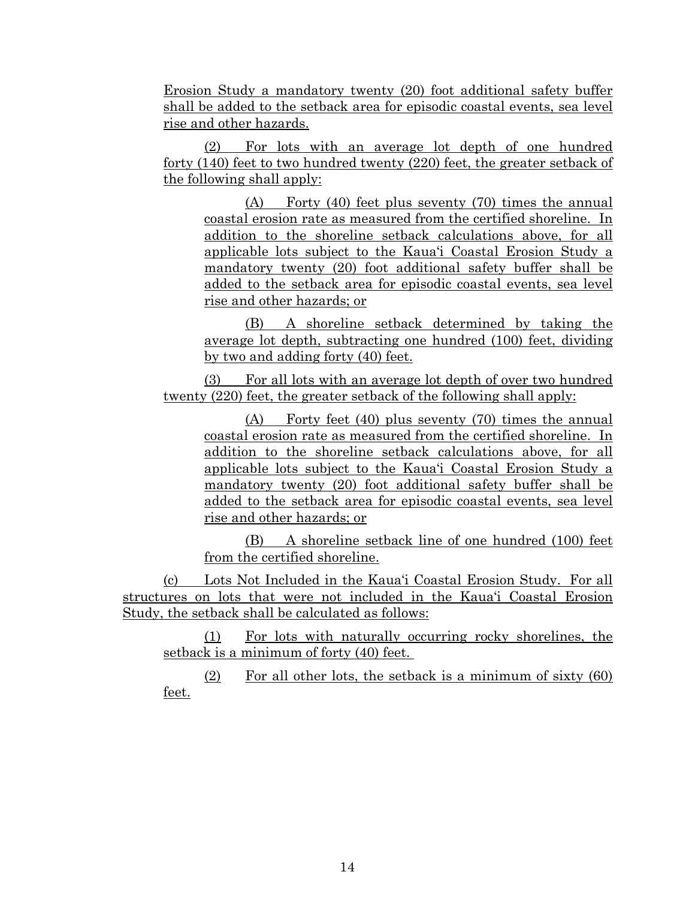Erosion Study a mandatory twenty (20) foot additional safety buffer shall be added to the setback area for episodic coastal events, sea level rise and other hazards.

(2) For lots with an average lot depth of one hundred forty (140) feet to two hundred twenty (220) feet, the greater setback of the following shall apply:

(A) Forty (40) feet plus seventy (70) times the annual coastal erosion rate as measured from the certified shoreline. In addition to the shoreline setback calculations above, for all applicable lots subject to the Kauaʻi Coastal Erosion Study a mandatory twenty (20) foot additional safety buffer shall be added to the setback area for episodic coastal events, sea level rise and other hazards; or

(B) A shoreline setback determined by taking the average lot depth, subtracting one hundred (100) feet, dividing by two and adding forty (40) feet.

(3) For all lots with an average lot depth of over two hundred twenty (220) feet, the greater setback of the following shall apply:

(A) Forty feet (40) plus seventy (70) times the annual coastal erosion rate as measured from the certified shoreline. In addition to the shoreline setback calculations above, for all applicable lots subject to the Kauaʻi Coastal Erosion Study a mandatory twenty (20) foot additional safety buffer shall be added to the setback area for episodic coastal events, sea level rise and other hazards; or

(B) A shoreline setback line of one hundred (100) feet from the certified shoreline.

(c) Lots Not Included in the Kauaʻi Coastal Erosion Study. For all structures on lots that were not included in the Kauaʻi Coastal Erosion Study, the setback shall be calculated as follows:

(1) For lots with naturally occurring rocky shorelines, the setback is a minimum of forty (40) feet.

(2) For all other lots, the setback is a minimum of sixty (60) feet.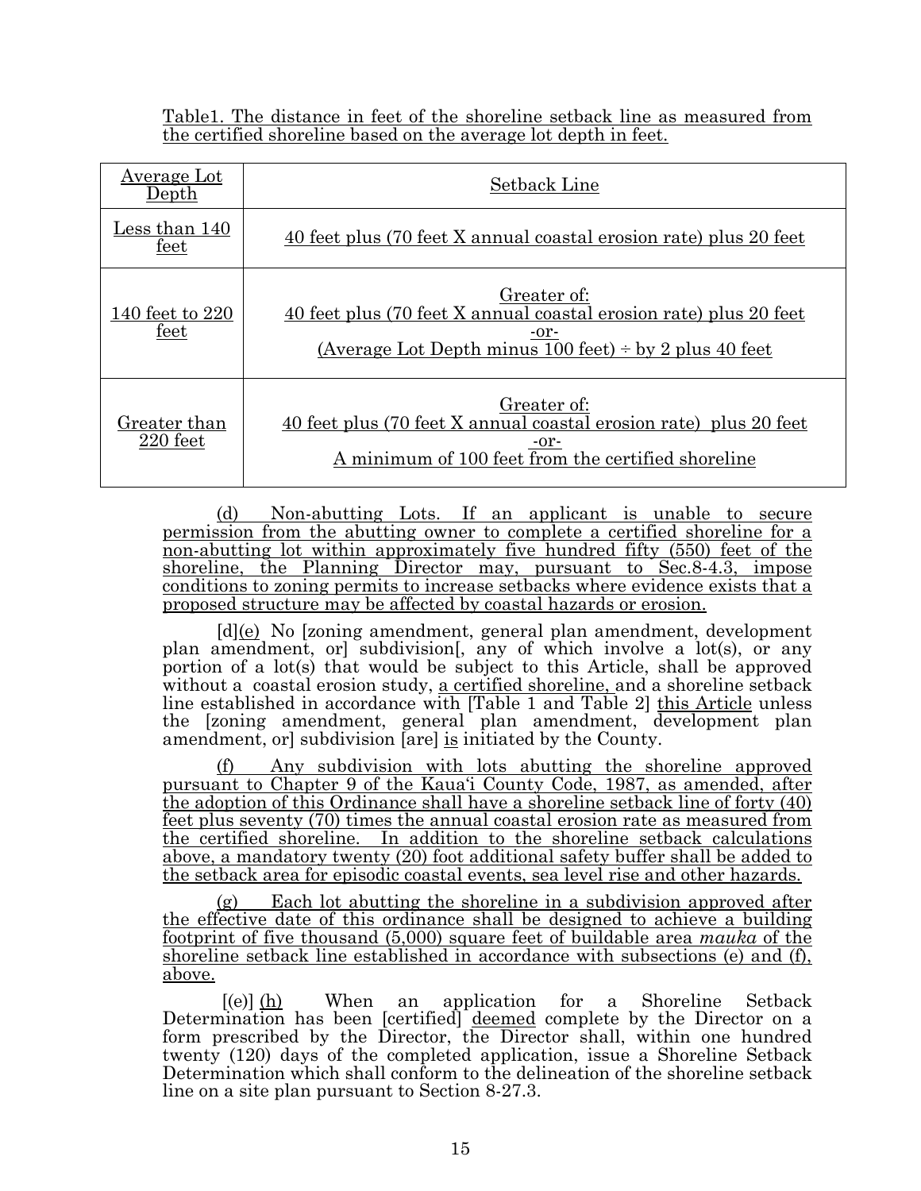Table1. The distance in feet of the shoreline setback line as measured from the certified shoreline based on the average lot depth in feet.

| Average Lot Depth | Setback Line |
|---|---|
| Less than 140 feet | 40 feet plus (70 feet X annual coastal erosion rate) plus 20 feet |
| 140 feet to 220 feet | Greater of:<br>40 feet plus (70 feet X annual coastal erosion rate) plus 20 feet<br>-or-<br>(Average Lot Depth minus 100 feet) ÷ by 2 plus 40 feet |
| Greater than 220 feet | Greater of:<br>40 feet plus (70 feet X annual coastal erosion rate) plus 20 feet<br>-or-<br>A minimum of 100 feet from the certified shoreline |

(d) Non-abutting Lots. If an applicant is unable to secure permission from the abutting owner to complete a certified shoreline for a non-abutting lot within approximately five hundred fifty (550) feet of the shoreline, the Planning Director may, pursuant to Sec.8-4.3, impose conditions to zoning permits to increase setbacks where evidence exists that a proposed structure may be affected by coastal hazards or erosion.

[d](e) No [zoning amendment, general plan amendment, development plan amendment, or] subdivision[, any of which involve a lot(s), or any portion of a lot(s) that would be subject to this Article, shall be approved without a coastal erosion study, a certified shoreline, and a shoreline setback line established in accordance with [Table 1 and Table 2] this Article unless the [zoning amendment, general plan amendment, development plan amendment, or] subdivision [are] is initiated by the County.

(f) Any subdivision with lots abutting the shoreline approved pursuant to Chapter 9 of the Kaua'i County Code, 1987, as amended, after the adoption of this Ordinance shall have a shoreline setback line of forty (40) feet plus seventy (70) times the annual coastal erosion rate as measured from the certified shoreline. In addition to the shoreline setback calculations above, a mandatory twenty (20) foot additional safety buffer shall be added to the setback area for episodic coastal events, sea level rise and other hazards.

(g) Each lot abutting the shoreline in a subdivision approved after the effective date of this ordinance shall be designed to achieve a building footprint of five thousand (5,000) square feet of buildable area *mauka* of the shoreline setback line established in accordance with subsections (e) and (f), above.

[(e)] (h) When an application for a Shoreline Setback Determination has been [certified] deemed complete by the Director on a form prescribed by the Director, the Director shall, within one hundred twenty (120) days of the completed application, issue a Shoreline Setback Determination which shall conform to the delineation of the shoreline setback line on a site plan pursuant to Section 8-27.3.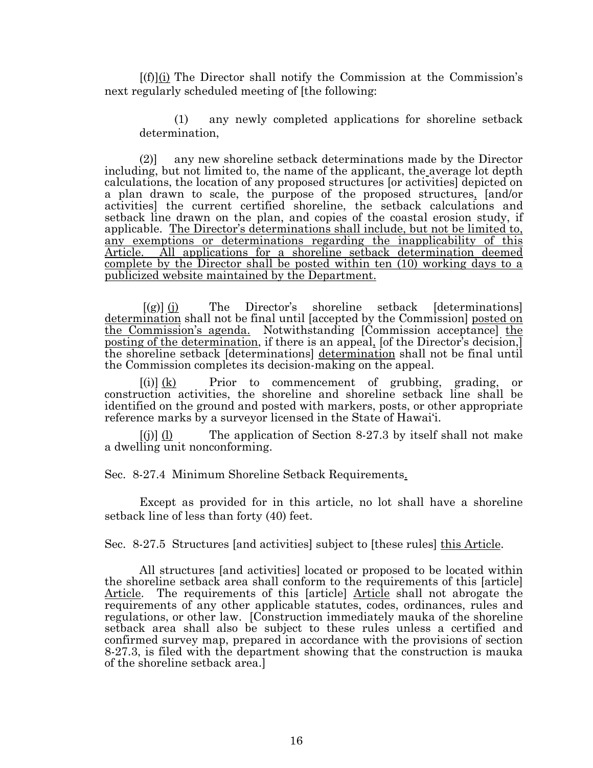[(f)]<u>(i)</u> The Director shall notify the Commission at the Commission's next regularly scheduled meeting of [the following:

(1) any newly completed applications for shoreline setback determination,

(2)] any new shoreline setback determinations made by the Director including, but not limited to, the name of the applicant, the average lot depth calculations, the location of any proposed structures [or activities] depicted on a plan drawn to scale, the purpose of the proposed structures<u>,</u> [and/or activities] the current certified shoreline, the setback calculations and setback line drawn on the plan, and copies of the coastal erosion study, if applicable. <u>The Director's determinations shall include, but not be limited to, any exemptions or determinations regarding the inapplicability of this Article. All applications for a shoreline setback determination deemed complete by the Director shall be posted within ten (10) working days to a publicized website maintained by the Department.</u>

[(g)] <u>(j)</u> The Director's shoreline setback [determinations] <u>determination</u> shall not be final until [accepted by the Commission] <u>posted on the Commission's agenda.</u> Notwithstanding [Commission acceptance] <u>the posting of the determination</u>, if there is an appeal<u>,</u> [of the Director's decision,] the shoreline setback [determinations] <u>determination</u> shall not be final until the Commission completes its decision-making on the appeal.

[(i)] <u>(k)</u> Prior to commencement of grubbing, grading, or construction activities, the shoreline and shoreline setback line shall be identified on the ground and posted with markers, posts, or other appropriate reference marks by a surveyor licensed in the State of Hawaiʻi.

[(j)] <u>(l)</u> The application of Section 8-27.3 by itself shall not make a dwelling unit nonconforming.

Sec. 8-27.4 Minimum Shoreline Setback Requirements<u>.</u>

Except as provided for in this article, no lot shall have a shoreline setback line of less than forty (40) feet.

Sec. 8-27.5 Structures [and activities] subject to [these rules] <u>this Article</u>.

All structures [and activities] located or proposed to be located within the shoreline setback area shall conform to the requirements of this [article] <u>Article</u>. The requirements of this [article] <u>Article</u> shall not abrogate the requirements of any other applicable statutes, codes, ordinances, rules and regulations, or other law. [Construction immediately mauka of the shoreline setback area shall also be subject to these rules unless a certified and confirmed survey map, prepared in accordance with the provisions of section 8-27.3, is filed with the department showing that the construction is mauka of the shoreline setback area.]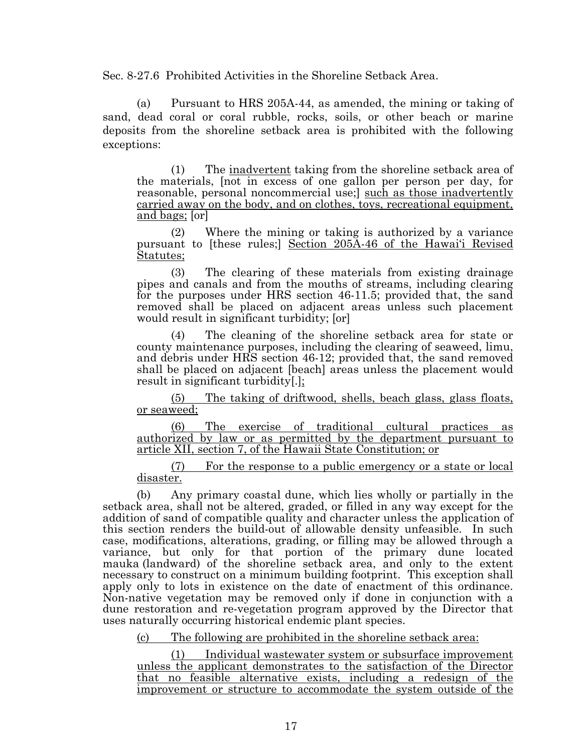Sec. 8-27.6 Prohibited Activities in the Shoreline Setback Area.

(a) Pursuant to HRS 205A-44, as amended, the mining or taking of sand, dead coral or coral rubble, rocks, soils, or other beach or marine deposits from the shoreline setback area is prohibited with the following exceptions:

(1) The inadvertent taking from the shoreline setback area of the materials, [not in excess of one gallon per person per day, for reasonable, personal noncommercial use;] such as those inadvertently carried away on the body, and on clothes, toys, recreational equipment, and bags; [or]

(2) Where the mining or taking is authorized by a variance pursuant to [these rules;] Section 205A-46 of the Hawaiʻi Revised Statutes;

(3) The clearing of these materials from existing drainage pipes and canals and from the mouths of streams, including clearing for the purposes under HRS section 46-11.5; provided that, the sand removed shall be placed on adjacent areas unless such placement would result in significant turbidity; [or]

(4) The cleaning of the shoreline setback area for state or county maintenance purposes, including the clearing of seaweed, limu, and debris under HRS section 46-12; provided that, the sand removed shall be placed on adjacent [beach] areas unless the placement would result in significant turbidity[.];

(5) The taking of driftwood, shells, beach glass, glass floats, or seaweed;

(6) The exercise of traditional cultural practices as authorized by law or as permitted by the department pursuant to article XII, section 7, of the Hawaii State Constitution; or

(7) For the response to a public emergency or a state or local disaster.

(b) Any primary coastal dune, which lies wholly or partially in the setback area, shall not be altered, graded, or filled in any way except for the addition of sand of compatible quality and character unless the application of this section renders the build-out of allowable density unfeasible. In such case, modifications, alterations, grading, or filling may be allowed through a variance, but only for that portion of the primary dune located mauka (landward) of the shoreline setback area, and only to the extent necessary to construct on a minimum building footprint. This exception shall apply only to lots in existence on the date of enactment of this ordinance. Non-native vegetation may be removed only if done in conjunction with a dune restoration and re-vegetation program approved by the Director that uses naturally occurring historical endemic plant species.

(c) The following are prohibited in the shoreline setback area:

(1) Individual wastewater system or subsurface improvement unless the applicant demonstrates to the satisfaction of the Director that no feasible alternative exists, including a redesign of the improvement or structure to accommodate the system outside of the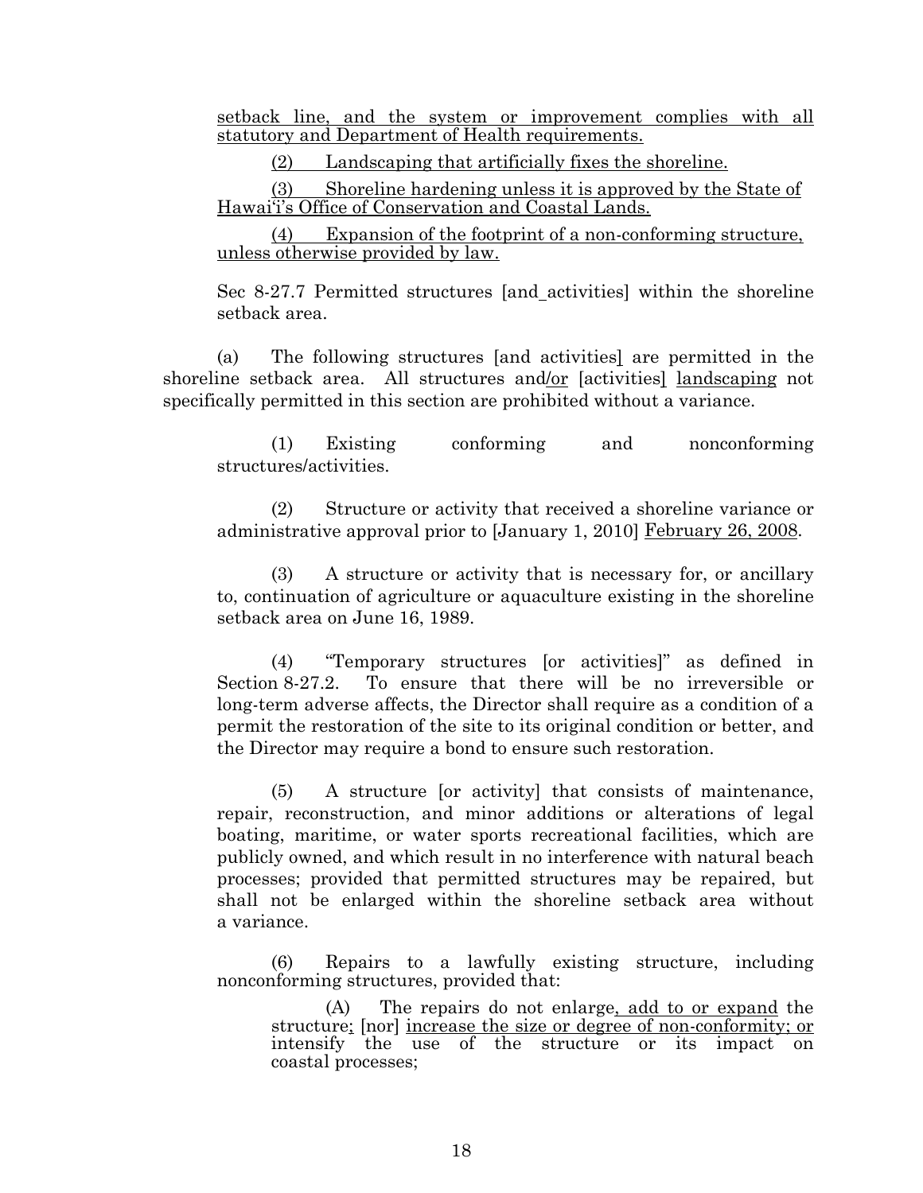setback line, and the system or improvement complies with all statutory and Department of Health requirements.

(2) Landscaping that artificially fixes the shoreline.

(3) Shoreline hardening unless it is approved by the State of Hawaiʻi's Office of Conservation and Coastal Lands.

(4) Expansion of the footprint of a non-conforming structure, unless otherwise provided by law.

Sec 8-27.7 Permitted structures [and activities] within the shoreline setback area.

(a) The following structures [and activities] are permitted in the shoreline setback area. All structures and/or [activities] landscaping not specifically permitted in this section are prohibited without a variance.

(1) Existing conforming and nonconforming structures/activities.

(2) Structure or activity that received a shoreline variance or administrative approval prior to [January 1, 2010] February 26, 2008.

(3) A structure or activity that is necessary for, or ancillary to, continuation of agriculture or aquaculture existing in the shoreline setback area on June 16, 1989.

(4) "Temporary structures [or activities]" as defined in Section 8-27.2. To ensure that there will be no irreversible or long-term adverse affects, the Director shall require as a condition of a permit the restoration of the site to its original condition or better, and the Director may require a bond to ensure such restoration.

(5) A structure [or activity] that consists of maintenance, repair, reconstruction, and minor additions or alterations of legal boating, maritime, or water sports recreational facilities, which are publicly owned, and which result in no interference with natural beach processes; provided that permitted structures may be repaired, but shall not be enlarged within the shoreline setback area without a variance.

(6) Repairs to a lawfully existing structure, including nonconforming structures, provided that:

(A) The repairs do not enlarge, add to or expand the structure; [nor] increase the size or degree of non-conformity; or intensify the use of the structure or its impact on coastal processes;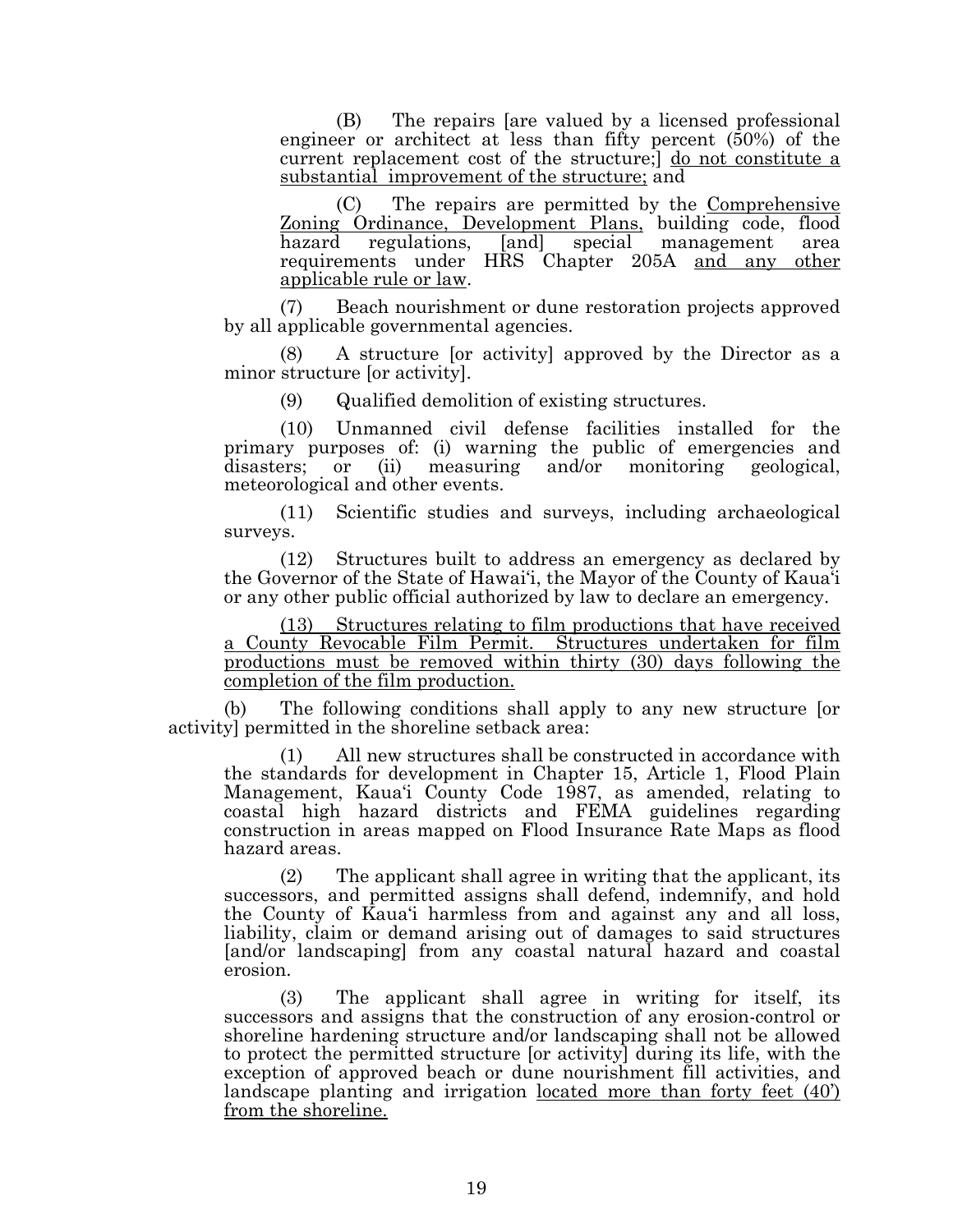(B) The repairs [are valued by a licensed professional engineer or architect at less than fifty percent (50%) of the current replacement cost of the structure;] <u>do not constitute a substantial improvement of the structure;</u> and

(C) The repairs are permitted by the <u>Comprehensive Zoning Ordinance, Development Plans,</u> building code, flood hazard regulations, [and] special management area requirements under HRS Chapter 205A <u>and any other applicable rule or law</u>.

(7) Beach nourishment or dune restoration projects approved by all applicable governmental agencies.

(8) A structure [or activity] approved by the Director as a minor structure [or activity].

(9) Qualified demolition of existing structures.

(10) Unmanned civil defense facilities installed for the primary purposes of: (i) warning the public of emergencies and disasters; or (ii) measuring and/or monitoring geological, meteorological and other events.

(11) Scientific studies and surveys, including archaeological surveys.

(12) Structures built to address an emergency as declared by the Governor of the State of Hawai'i, the Mayor of the County of Kaua'i or any other public official authorized by law to declare an emergency.

<u>(13) Structures relating to film productions that have received a County Revocable Film Permit. Structures undertaken for film productions must be removed within thirty (30) days following the completion of the film production.</u>

(b) The following conditions shall apply to any new structure [or activity] permitted in the shoreline setback area:

(1) All new structures shall be constructed in accordance with the standards for development in Chapter 15, Article 1, Flood Plain Management, Kaua'i County Code 1987, as amended, relating to coastal high hazard districts and FEMA guidelines regarding construction in areas mapped on Flood Insurance Rate Maps as flood hazard areas.

(2) The applicant shall agree in writing that the applicant, its successors, and permitted assigns shall defend, indemnify, and hold the County of Kaua'i harmless from and against any and all loss, liability, claim or demand arising out of damages to said structures [and/or landscaping] from any coastal natural hazard and coastal erosion.

(3) The applicant shall agree in writing for itself, its successors and assigns that the construction of any erosion-control or shoreline hardening structure and/or landscaping shall not be allowed to protect the permitted structure [or activity] during its life, with the exception of approved beach or dune nourishment fill activities, and landscape planting and irrigation <u>located more than forty feet (40') from the shoreline.</u>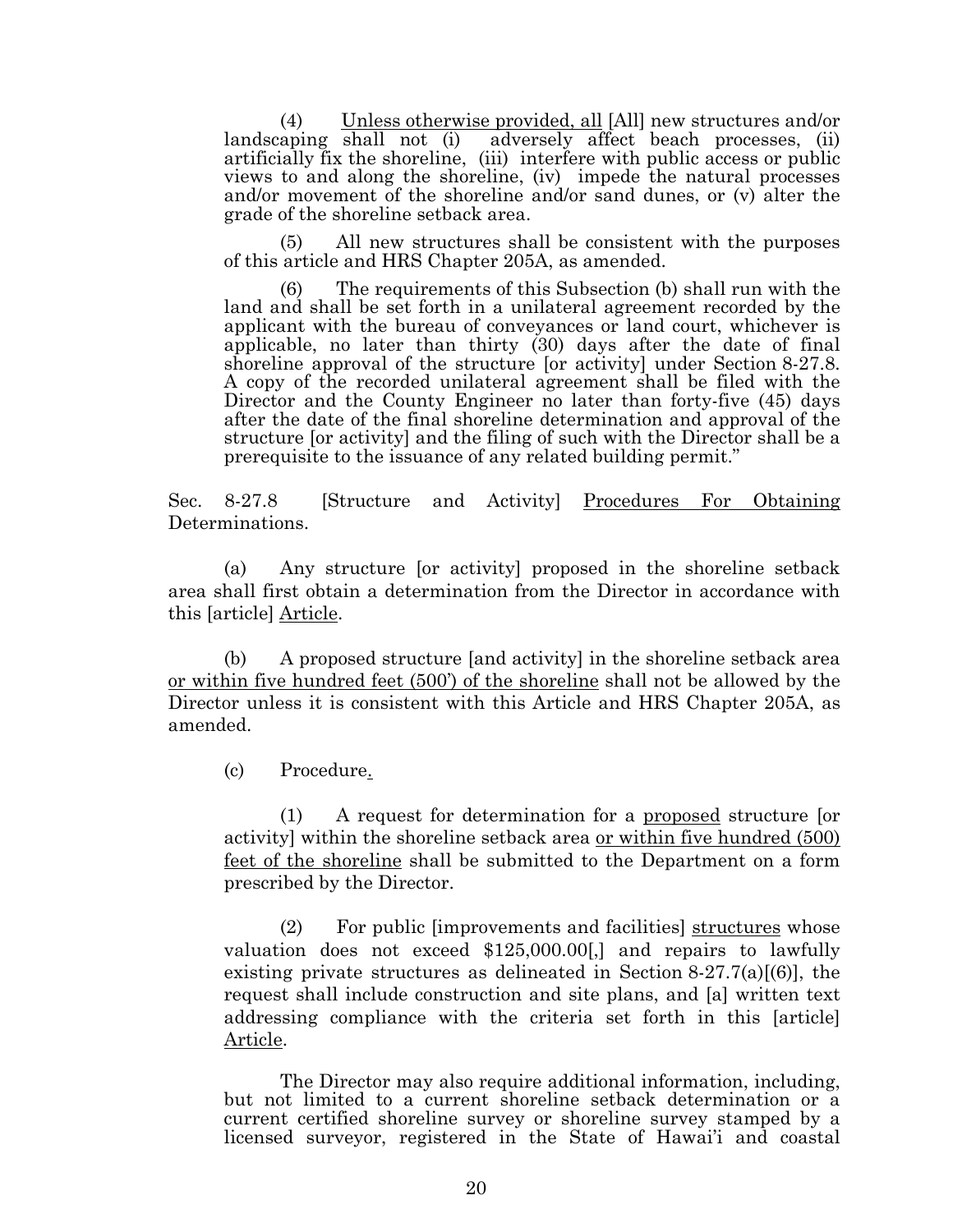(4) <u>Unless otherwise provided, all</u> [All] new structures and/or landscaping shall not (i) adversely affect beach processes, (ii) artificially fix the shoreline, (iii) interfere with public access or public views to and along the shoreline, (iv) impede the natural processes and/or movement of the shoreline and/or sand dunes, or (v) alter the grade of the shoreline setback area.

(5) All new structures shall be consistent with the purposes of this article and HRS Chapter 205A, as amended.

(6) The requirements of this Subsection (b) shall run with the land and shall be set forth in a unilateral agreement recorded by the applicant with the bureau of conveyances or land court, whichever is applicable, no later than thirty (30) days after the date of final shoreline approval of the structure [or activity] under Section 8-27.8. A copy of the recorded unilateral agreement shall be filed with the Director and the County Engineer no later than forty-five (45) days after the date of the final shoreline determination and approval of the structure [or activity] and the filing of such with the Director shall be a prerequisite to the issuance of any related building permit."

Sec. 8-27.8 [Structure and Activity] <u>Procedures For Obtaining</u> Determinations.

(a) Any structure [or activity] proposed in the shoreline setback area shall first obtain a determination from the Director in accordance with this [article] <u>Article</u>.

(b) A proposed structure [and activity] in the shoreline setback area <u>or within five hundred feet (500') of the shoreline</u> shall not be allowed by the Director unless it is consistent with this Article and HRS Chapter 205A, as amended.

(c) Procedure<u>.</u>

(1) A request for determination for a <u>proposed</u> structure [or activity] within the shoreline setback area <u>or within five hundred (500) feet of the shoreline</u> shall be submitted to the Department on a form prescribed by the Director.

(2) For public [improvements and facilities] <u>structures</u> whose valuation does not exceed $125,000.00[,] and repairs to lawfully existing private structures as delineated in Section 8-27.7(a)[(6)], the request shall include construction and site plans, and [a] written text addressing compliance with the criteria set forth in this [article] <u>Article</u>.

The Director may also require additional information, including, but not limited to a current shoreline setback determination or a current certified shoreline survey or shoreline survey stamped by a licensed surveyor, registered in the State of Hawai'i and coastal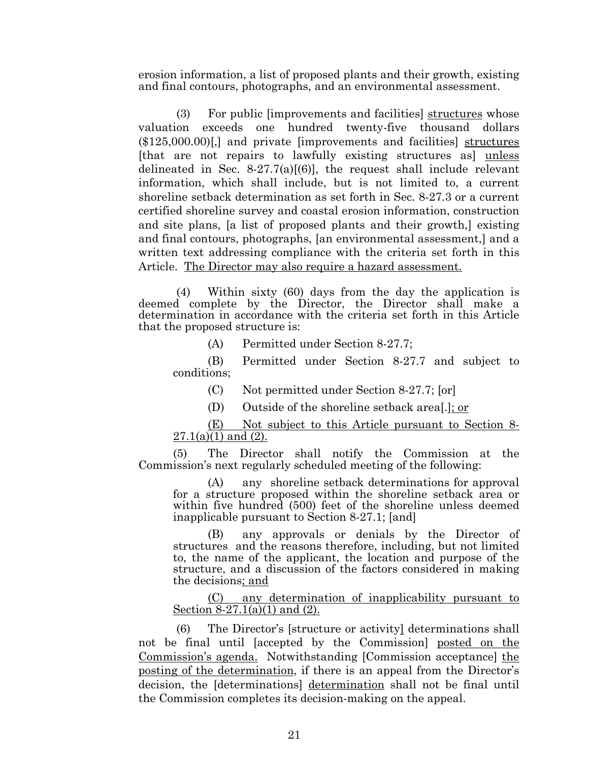erosion information, a list of proposed plants and their growth, existing and final contours, photographs, and an environmental assessment.

(3) For public [improvements and facilities] <u>structures</u> whose valuation exceeds one hundred twenty-five thousand dollars ($125,000.00)[,] and private [improvements and facilities] <u>structures</u> [that are not repairs to lawfully existing structures as] <u>unless</u> delineated in Sec. 8-27.7(a)[(6)], the request shall include relevant information, which shall include, but is not limited to, a current shoreline setback determination as set forth in Sec. 8-27.3 or a current certified shoreline survey and coastal erosion information, construction and site plans, [a list of proposed plants and their growth,] existing and final contours, photographs, [an environmental assessment,] and a written text addressing compliance with the criteria set forth in this Article. <u>The Director may also require a hazard assessment.</u>

(4) Within sixty (60) days from the day the application is deemed complete by the Director, the Director shall make a determination in accordance with the criteria set forth in this Article that the proposed structure is:

(A) Permitted under Section 8-27.7;

(B) Permitted under Section 8-27.7 and subject to conditions;

(C) Not permitted under Section 8-27.7; [or]

(D) Outside of the shoreline setback area[.]<u>; or</u>

<u>(E) Not subject to this Article pursuant to Section 8-27.1(a)(1) and (2).</u>

(5) The Director shall notify the Commission at the Commission's next regularly scheduled meeting of the following:

(A) any shoreline setback determinations for approval for a structure proposed within the shoreline setback area or within five hundred (500) feet of the shoreline unless deemed inapplicable pursuant to Section 8-27.1; [and]

(B) any approvals or denials by the Director of structures and the reasons therefore, including, but not limited to, the name of the applicant, the location and purpose of the structure, and a discussion of the factors considered in making the decisions<u>; and</u>

<u>(C) any determination of inapplicability pursuant to Section 8-27.1(a)(1) and (2).</u>

(6) The Director's [structure or activity] determinations shall not be final until [accepted by the Commission] <u>posted on the Commission's agenda.</u> Notwithstanding [Commission acceptance] <u>the posting of the determination</u>, if there is an appeal from the Director's decision, the [determinations] <u>determination</u> shall not be final until the Commission completes its decision-making on the appeal.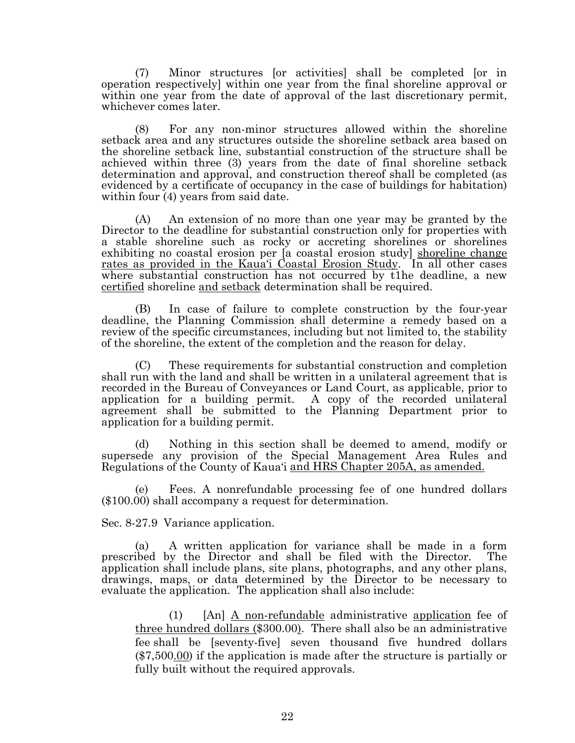(7) Minor structures [or activities] shall be completed [or in operation respectively] within one year from the final shoreline approval or within one year from the date of approval of the last discretionary permit, whichever comes later.

(8) For any non-minor structures allowed within the shoreline setback area and any structures outside the shoreline setback area based on the shoreline setback line, substantial construction of the structure shall be achieved within three (3) years from the date of final shoreline setback determination and approval, and construction thereof shall be completed (as evidenced by a certificate of occupancy in the case of buildings for habitation) within four (4) years from said date.

(A) An extension of no more than one year may be granted by the Director to the deadline for substantial construction only for properties with a stable shoreline such as rocky or accreting shorelines or shorelines exhibiting no coastal erosion per [a coastal erosion study] <u>shoreline change rates as provided in the Kaua'i Coastal Erosion Study</u>. In all other cases where substantial construction has not occurred by t1he deadline, a new <u>certified</u> shoreline <u>and setback</u> determination shall be required.

(B) In case of failure to complete construction by the four-year deadline, the Planning Commission shall determine a remedy based on a review of the specific circumstances, including but not limited to, the stability of the shoreline, the extent of the completion and the reason for delay.

(C) These requirements for substantial construction and completion shall run with the land and shall be written in a unilateral agreement that is recorded in the Bureau of Conveyances or Land Court, as applicable, prior to application for a building permit. A copy of the recorded unilateral agreement shall be submitted to the Planning Department prior to application for a building permit.

(d) Nothing in this section shall be deemed to amend, modify or supersede any provision of the Special Management Area Rules and Regulations of the County of Kaua'i <u>and HRS Chapter 205A, as amended.</u>

(e) Fees. A nonrefundable processing fee of one hundred dollars ($100.00) shall accompany a request for determination.

Sec. 8-27.9 Variance application.

(a) A written application for variance shall be made in a form prescribed by the Director and shall be filed with the Director. The application shall include plans, site plans, photographs, and any other plans, drawings, maps, or data determined by the Director to be necessary to evaluate the application. The application shall also include:

(1) [An] <u>A non-refundable</u> administrative <u>application</u> fee of <u>three hundred dollars ($300.00)</u>. There shall also be an administrative fee shall be [seventy-five] seven thousand five hundred dollars ($7,500<u>.00</u>) if the application is made after the structure is partially or fully built without the required approvals.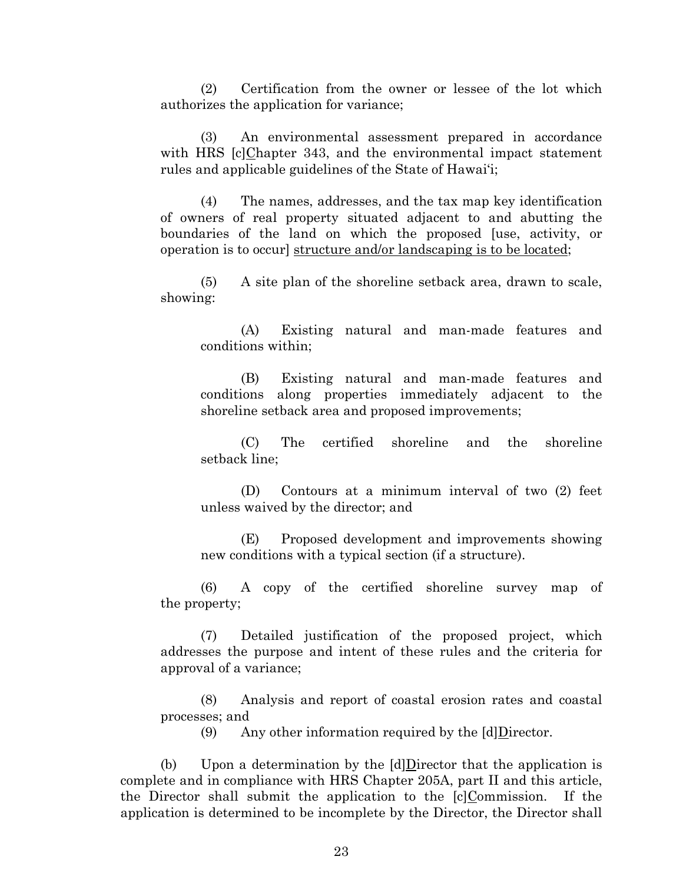(2) Certification from the owner or lessee of the lot which authorizes the application for variance;

(3) An environmental assessment prepared in accordance with HRS [c]<u>C</u>hapter 343, and the environmental impact statement rules and applicable guidelines of the State of Hawaiʻi;

(4) The names, addresses, and the tax map key identification of owners of real property situated adjacent to and abutting the boundaries of the land on which the proposed [use, activity, or operation is to occur] <u>structure and/or landscaping is to be located</u>;

(5) A site plan of the shoreline setback area, drawn to scale, showing:

> (A) Existing natural and man-made features and conditions within;
>
> (B) Existing natural and man-made features and conditions along properties immediately adjacent to the shoreline setback area and proposed improvements;
>
> (C) The certified shoreline and the shoreline setback line;
>
> (D) Contours at a minimum interval of two (2) feet unless waived by the director; and
>
> (E) Proposed development and improvements showing new conditions with a typical section (if a structure).

(6) A copy of the certified shoreline survey map of the property;

(7) Detailed justification of the proposed project, which addresses the purpose and intent of these rules and the criteria for approval of a variance;

(8) Analysis and report of coastal erosion rates and coastal processes; and

(9) Any other information required by the [d]<u>D</u>irector.

(b) Upon a determination by the [d]<u>D</u>irector that the application is complete and in compliance with HRS Chapter 205A, part II and this article, the Director shall submit the application to the [c]<u>C</u>ommission. If the application is determined to be incomplete by the Director, the Director shall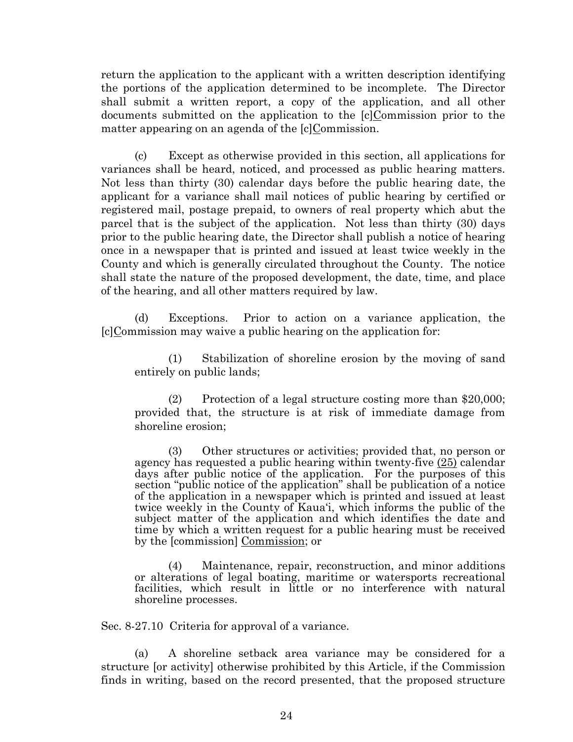return the application to the applicant with a written description identifying the portions of the application determined to be incomplete. The Director shall submit a written report, a copy of the application, and all other documents submitted on the application to the [c]Commission prior to the matter appearing on an agenda of the [c]Commission.

(c) Except as otherwise provided in this section, all applications for variances shall be heard, noticed, and processed as public hearing matters. Not less than thirty (30) calendar days before the public hearing date, the applicant for a variance shall mail notices of public hearing by certified or registered mail, postage prepaid, to owners of real property which abut the parcel that is the subject of the application. Not less than thirty (30) days prior to the public hearing date, the Director shall publish a notice of hearing once in a newspaper that is printed and issued at least twice weekly in the County and which is generally circulated throughout the County. The notice shall state the nature of the proposed development, the date, time, and place of the hearing, and all other matters required by law.

(d) Exceptions. Prior to action on a variance application, the [c]Commission may waive a public hearing on the application for:

(1) Stabilization of shoreline erosion by the moving of sand entirely on public lands;

(2) Protection of a legal structure costing more than $20,000; provided that, the structure is at risk of immediate damage from shoreline erosion;

(3) Other structures or activities; provided that, no person or agency has requested a public hearing within twenty-five (25) calendar days after public notice of the application. For the purposes of this section "public notice of the application" shall be publication of a notice of the application in a newspaper which is printed and issued at least twice weekly in the County of Kauaʻi, which informs the public of the subject matter of the application and which identifies the date and time by which a written request for a public hearing must be received by the [commission] Commission; or

(4) Maintenance, repair, reconstruction, and minor additions or alterations of legal boating, maritime or watersports recreational facilities, which result in little or no interference with natural shoreline processes.

Sec. 8-27.10 Criteria for approval of a variance.

(a) A shoreline setback area variance may be considered for a structure [or activity] otherwise prohibited by this Article, if the Commission finds in writing, based on the record presented, that the proposed structure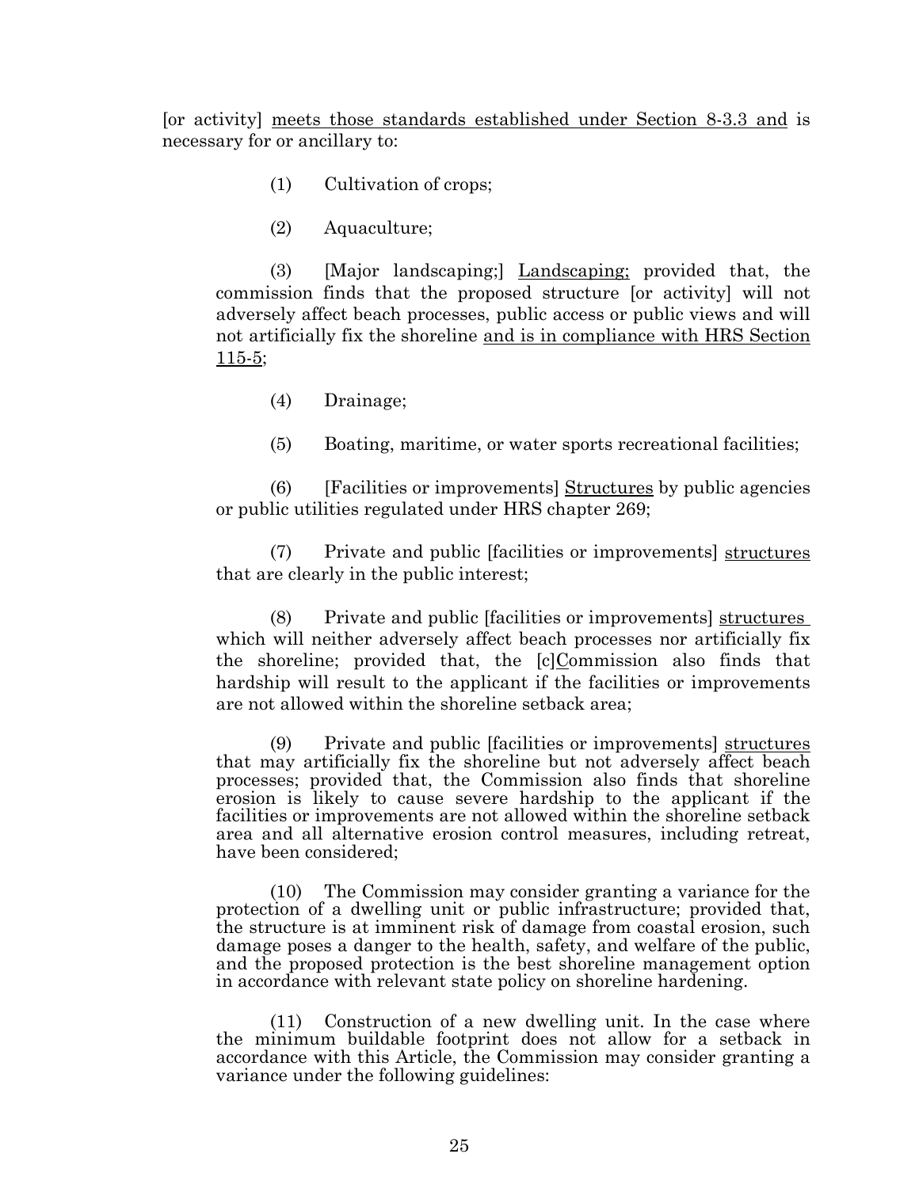[or activity] <u>meets those standards established under Section 8-3.3 and</u> is necessary for or ancillary to:

(1) Cultivation of crops;

(2) Aquaculture;

(3) [Major landscaping;] <u>Landscaping;</u> provided that, the commission finds that the proposed structure [or activity] will not adversely affect beach processes, public access or public views and will not artificially fix the shoreline <u>and is in compliance with HRS Section 115-5</u>;

(4) Drainage;

(5) Boating, maritime, or water sports recreational facilities;

(6) [Facilities or improvements] <u>Structures</u> by public agencies or public utilities regulated under HRS chapter 269;

(7) Private and public [facilities or improvements] <u>structures</u> that are clearly in the public interest;

(8) Private and public [facilities or improvements] <u>structures</u> which will neither adversely affect beach processes nor artificially fix the shoreline; provided that, the [c]<u>C</u>ommission also finds that hardship will result to the applicant if the facilities or improvements are not allowed within the shoreline setback area;

(9) Private and public [facilities or improvements] <u>structures</u> that may artificially fix the shoreline but not adversely affect beach processes; provided that, the Commission also finds that shoreline erosion is likely to cause severe hardship to the applicant if the facilities or improvements are not allowed within the shoreline setback area and all alternative erosion control measures, including retreat, have been considered;

(10) The Commission may consider granting a variance for the protection of a dwelling unit or public infrastructure; provided that, the structure is at imminent risk of damage from coastal erosion, such damage poses a danger to the health, safety, and welfare of the public, and the proposed protection is the best shoreline management option in accordance with relevant state policy on shoreline hardening.

(11) Construction of a new dwelling unit. In the case where the minimum buildable footprint does not allow for a setback in accordance with this Article, the Commission may consider granting a variance under the following guidelines: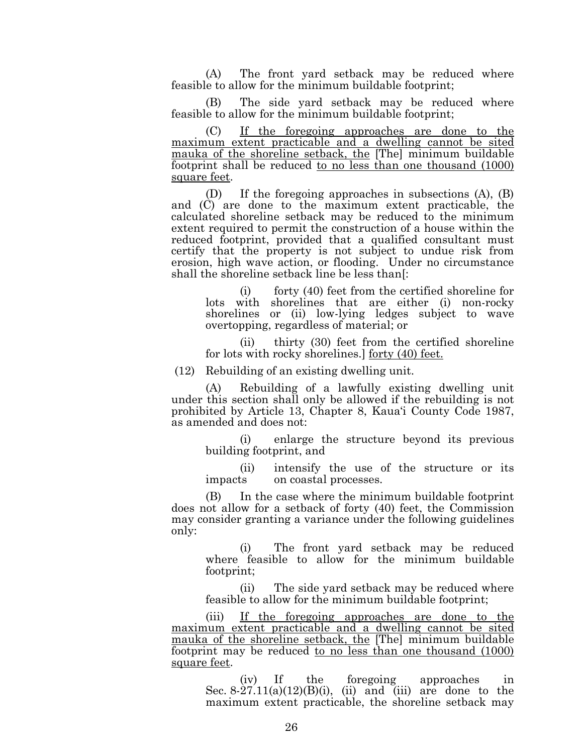(A) The front yard setback may be reduced where feasible to allow for the minimum buildable footprint;

(B) The side yard setback may be reduced where feasible to allow for the minimum buildable footprint;

(C) <u>If the foregoing approaches are done to the maximum extent practicable and a dwelling cannot be sited mauka of the shoreline setback, the</u> [The] minimum buildable footprint shall be reduced <u>to no less than one thousand (1000) square feet</u>.

(D) If the foregoing approaches in subsections (A), (B) and (C) are done to the maximum extent practicable, the calculated shoreline setback may be reduced to the minimum extent required to permit the construction of a house within the reduced footprint, provided that a qualified consultant must certify that the property is not subject to undue risk from erosion, high wave action, or flooding. Under no circumstance shall the shoreline setback line be less than[:

(i) forty (40) feet from the certified shoreline for lots with shorelines that are either (i) non-rocky shorelines or (ii) low-lying ledges subject to wave overtopping, regardless of material; or

(ii) thirty (30) feet from the certified shoreline for lots with rocky shorelines.] <u>forty (40) feet.</u>

(12) Rebuilding of an existing dwelling unit.

(A) Rebuilding of a lawfully existing dwelling unit under this section shall only be allowed if the rebuilding is not prohibited by Article 13, Chapter 8, Kaua'i County Code 1987, as amended and does not:

(i) enlarge the structure beyond its previous building footprint, and

(ii) intensify the use of the structure or its impacts on coastal processes.

(B) In the case where the minimum buildable footprint does not allow for a setback of forty (40) feet, the Commission may consider granting a variance under the following guidelines only:

(i) The front yard setback may be reduced where feasible to allow for the minimum buildable footprint;

(ii) The side yard setback may be reduced where feasible to allow for the minimum buildable footprint;

(iii) <u>If the foregoing approaches are done to the maximum extent practicable and a dwelling cannot be sited mauka of the shoreline setback, the</u> [The] minimum buildable footprint may be reduced <u>to no less than one thousand (1000) square feet</u>.

(iv) If the foregoing approaches in Sec. 8-27.11(a)(12)(B)(i), (ii) and (iii) are done to the maximum extent practicable, the shoreline setback may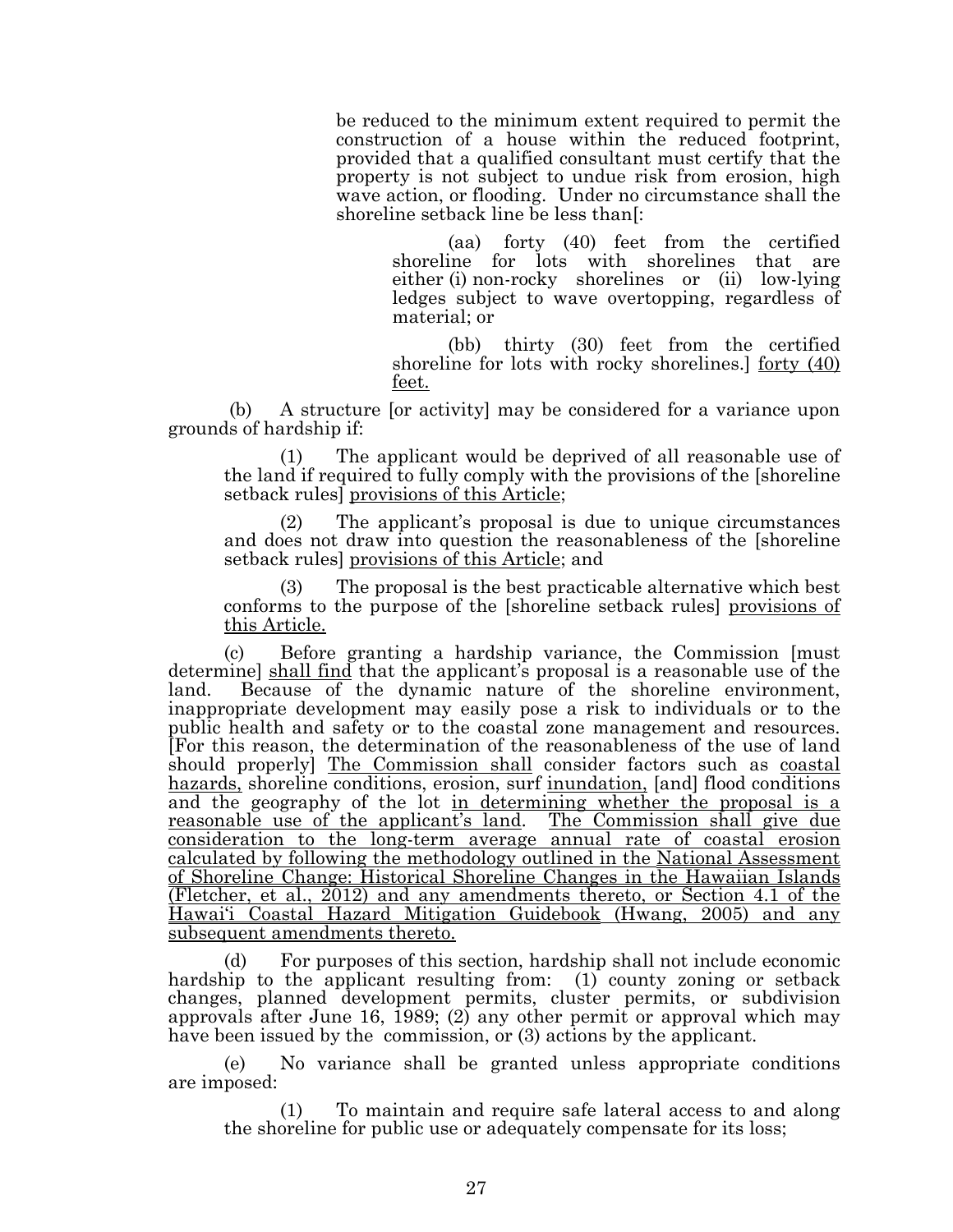be reduced to the minimum extent required to permit the construction of a house within the reduced footprint, provided that a qualified consultant must certify that the property is not subject to undue risk from erosion, high wave action, or flooding. Under no circumstance shall the shoreline setback line be less than[:

(aa) forty (40) feet from the certified shoreline for lots with shorelines that are either (i) non-rocky shorelines or (ii) low-lying ledges subject to wave overtopping, regardless of material; or

(bb) thirty (30) feet from the certified shoreline for lots with rocky shorelines.] <u>forty (40) feet.</u>

(b) A structure [or activity] may be considered for a variance upon grounds of hardship if:

(1) The applicant would be deprived of all reasonable use of the land if required to fully comply with the provisions of the [shoreline setback rules] <u>provisions of this Article</u>;

(2) The applicant's proposal is due to unique circumstances and does not draw into question the reasonableness of the [shoreline setback rules] <u>provisions of this Article</u>; and

(3) The proposal is the best practicable alternative which best conforms to the purpose of the [shoreline setback rules] <u>provisions of this Article.</u>

(c) Before granting a hardship variance, the Commission [must determine] <u>shall find</u> that the applicant's proposal is a reasonable use of the land. Because of the dynamic nature of the shoreline environment, inappropriate development may easily pose a risk to individuals or to the public health and safety or to the coastal zone management and resources. [For this reason, the determination of the reasonableness of the use of land should properly] <u>The Commission shall</u> consider factors such as <u>coastal hazards,</u> shoreline conditions, erosion, surf <u>inundation,</u> [and] flood conditions and the geography of the lot <u>in determining whether the proposal is a reasonable use of the applicant's land</u>. <u>The Commission shall give due consideration to the long-term average annual rate of coastal erosion calculated by following the methodology outlined in the National Assessment of Shoreline Change: Historical Shoreline Changes in the Hawaiian Islands (Fletcher, et al., 2012) and any amendments thereto, or Section 4.1 of the Hawai'i Coastal Hazard Mitigation Guidebook (Hwang, 2005) and any subsequent amendments thereto.</u>

(d) For purposes of this section, hardship shall not include economic hardship to the applicant resulting from: (1) county zoning or setback changes, planned development permits, cluster permits, or subdivision approvals after June 16, 1989; (2) any other permit or approval which may have been issued by the commission, or (3) actions by the applicant.

(e) No variance shall be granted unless appropriate conditions are imposed:

(1) To maintain and require safe lateral access to and along the shoreline for public use or adequately compensate for its loss;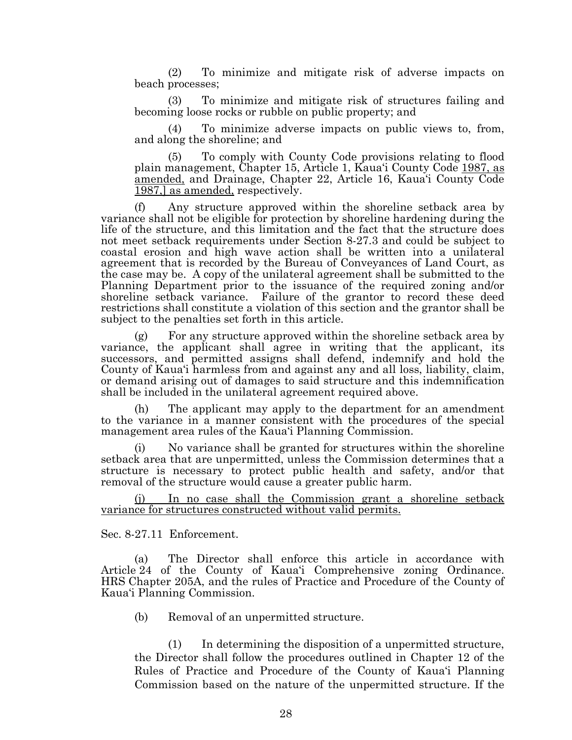(2) To minimize and mitigate risk of adverse impacts on beach processes;

(3) To minimize and mitigate risk of structures failing and becoming loose rocks or rubble on public property; and

(4) To minimize adverse impacts on public views to, from, and along the shoreline; and

(5) To comply with County Code provisions relating to flood plain management, Chapter 15, Article 1, Kauaʻi County Code <u>1987, as amended,</u> and Drainage, Chapter 22, Article 16, Kauaʻi County Code <u>1987,] as amended,</u> respectively.

(f) Any structure approved within the shoreline setback area by variance shall not be eligible for protection by shoreline hardening during the life of the structure, and this limitation and the fact that the structure does not meet setback requirements under Section 8-27.3 and could be subject to coastal erosion and high wave action shall be written into a unilateral agreement that is recorded by the Bureau of Conveyances of Land Court, as the case may be. A copy of the unilateral agreement shall be submitted to the Planning Department prior to the issuance of the required zoning and/or shoreline setback variance. Failure of the grantor to record these deed restrictions shall constitute a violation of this section and the grantor shall be subject to the penalties set forth in this article.

(g) For any structure approved within the shoreline setback area by variance, the applicant shall agree in writing that the applicant, its successors, and permitted assigns shall defend, indemnify and hold the County of Kauaʻi harmless from and against any and all loss, liability, claim, or demand arising out of damages to said structure and this indemnification shall be included in the unilateral agreement required above.

(h) The applicant may apply to the department for an amendment to the variance in a manner consistent with the procedures of the special management area rules of the Kauaʻi Planning Commission.

(i) No variance shall be granted for structures within the shoreline setback area that are unpermitted, unless the Commission determines that a structure is necessary to protect public health and safety, and/or that removal of the structure would cause a greater public harm.

<u>(j) In no case shall the Commission grant a shoreline setback variance for structures constructed without valid permits.</u>

Sec. 8-27.11 Enforcement.

(a) The Director shall enforce this article in accordance with Article 24 of the County of Kauaʻi Comprehensive zoning Ordinance. HRS Chapter 205A, and the rules of Practice and Procedure of the County of Kauaʻi Planning Commission.

(b) Removal of an unpermitted structure.

(1) In determining the disposition of a unpermitted structure, the Director shall follow the procedures outlined in Chapter 12 of the Rules of Practice and Procedure of the County of Kauaʻi Planning Commission based on the nature of the unpermitted structure. If the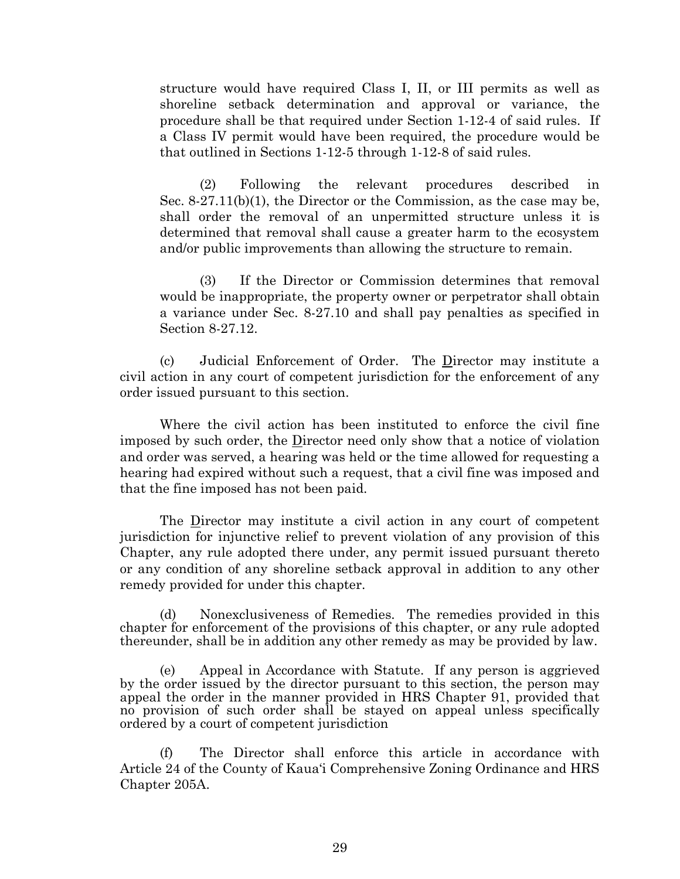structure would have required Class I, II, or III permits as well as shoreline setback determination and approval or variance, the procedure shall be that required under Section 1-12-4 of said rules. If a Class IV permit would have been required, the procedure would be that outlined in Sections 1-12-5 through 1-12-8 of said rules.

(2) Following the relevant procedures described in Sec. 8-27.11(b)(1), the Director or the Commission, as the case may be, shall order the removal of an unpermitted structure unless it is determined that removal shall cause a greater harm to the ecosystem and/or public improvements than allowing the structure to remain.

(3) If the Director or Commission determines that removal would be inappropriate, the property owner or perpetrator shall obtain a variance under Sec. 8-27.10 and shall pay penalties as specified in Section 8-27.12.

(c) Judicial Enforcement of Order. The <u>D</u>irector may institute a civil action in any court of competent jurisdiction for the enforcement of any order issued pursuant to this section.

Where the civil action has been instituted to enforce the civil fine imposed by such order, the <u>D</u>irector need only show that a notice of violation and order was served, a hearing was held or the time allowed for requesting a hearing had expired without such a request, that a civil fine was imposed and that the fine imposed has not been paid.

The <u>D</u>irector may institute a civil action in any court of competent jurisdiction for injunctive relief to prevent violation of any provision of this Chapter, any rule adopted there under, any permit issued pursuant thereto or any condition of any shoreline setback approval in addition to any other remedy provided for under this chapter.

(d) Nonexclusiveness of Remedies. The remedies provided in this chapter for enforcement of the provisions of this chapter, or any rule adopted thereunder, shall be in addition any other remedy as may be provided by law.

(e) Appeal in Accordance with Statute. If any person is aggrieved by the order issued by the director pursuant to this section, the person may appeal the order in the manner provided in HRS Chapter 91, provided that no provision of such order shall be stayed on appeal unless specifically ordered by a court of competent jurisdiction

(f) The Director shall enforce this article in accordance with Article 24 of the County of Kaua'i Comprehensive Zoning Ordinance and HRS Chapter 205A.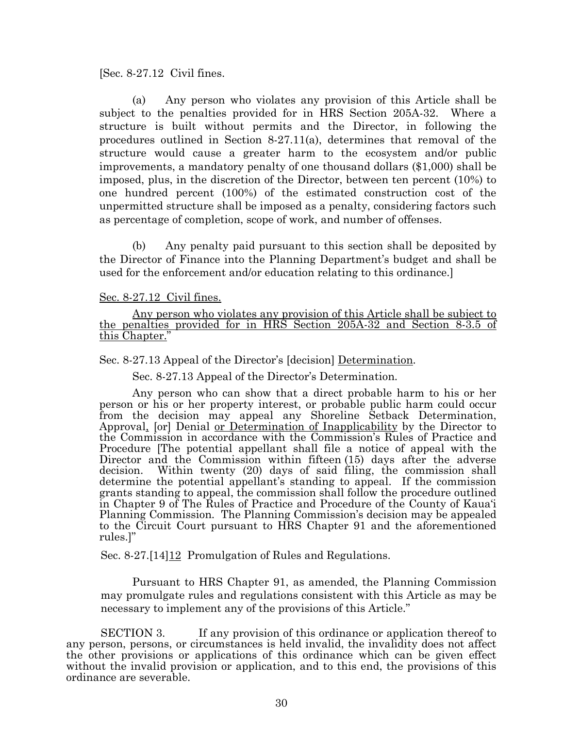[Sec. 8-27.12 Civil fines.

(a) Any person who violates any provision of this Article shall be subject to the penalties provided for in HRS Section 205A-32. Where a structure is built without permits and the Director, in following the procedures outlined in Section 8-27.11(a), determines that removal of the structure would cause a greater harm to the ecosystem and/or public improvements, a mandatory penalty of one thousand dollars ($1,000) shall be imposed, plus, in the discretion of the Director, between ten percent (10%) to one hundred percent (100%) of the estimated construction cost of the unpermitted structure shall be imposed as a penalty, considering factors such as percentage of completion, scope of work, and number of offenses.

(b) Any penalty paid pursuant to this section shall be deposited by the Director of Finance into the Planning Department's budget and shall be used for the enforcement and/or education relating to this ordinance.]

<u>Sec. 8-27.12 Civil fines.</u>

<u>Any person who violates any provision of this Article shall be subject to the penalties provided for in HRS Section 205A-32 and Section 8-3.5 of this Chapter.</u>"

Sec. 8-27.13 Appeal of the Director's [decision] <u>Determination</u>.

Sec. 8-27.13 Appeal of the Director's Determination.

Any person who can show that a direct probable harm to his or her person or his or her property interest, or probable public harm could occur from the decision may appeal any Shoreline Setback Determination, Approval<u>,</u> [or] Denial <u>or Determination of Inapplicability</u> by the Director to the Commission in accordance with the Commission's Rules of Practice and Procedure [The potential appellant shall file a notice of appeal with the Director and the Commission within fifteen (15) days after the adverse decision. Within twenty (20) days of said filing, the commission shall determine the potential appellant's standing to appeal. If the commission grants standing to appeal, the commission shall follow the procedure outlined in Chapter 9 of The Rules of Practice and Procedure of the County of Kaua'i Planning Commission. The Planning Commission's decision may be appealed to the Circuit Court pursuant to HRS Chapter 91 and the aforementioned rules.]"

Sec. 8-27.[14]<u>12</u> Promulgation of Rules and Regulations.

Pursuant to HRS Chapter 91, as amended, the Planning Commission may promulgate rules and regulations consistent with this Article as may be necessary to implement any of the provisions of this Article."

SECTION 3. If any provision of this ordinance or application thereof to any person, persons, or circumstances is held invalid, the invalidity does not affect the other provisions or applications of this ordinance which can be given effect without the invalid provision or application, and to this end, the provisions of this ordinance are severable.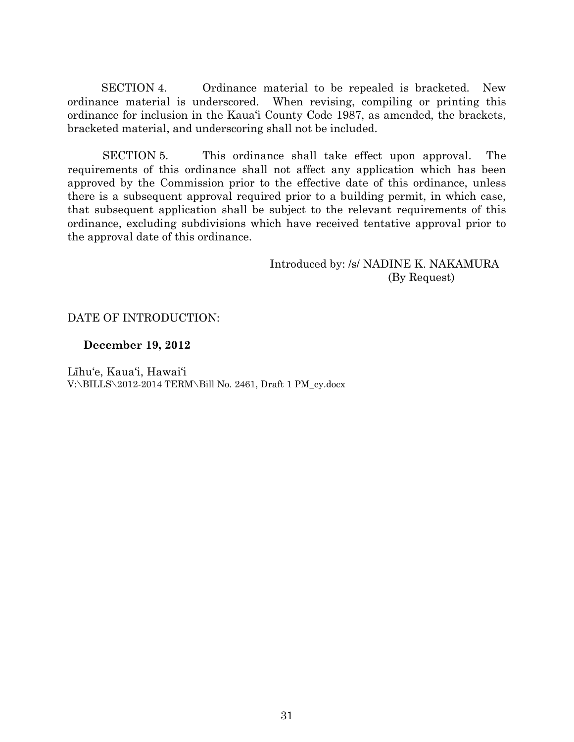SECTION 4. Ordinance material to be repealed is bracketed. New ordinance material is underscored. When revising, compiling or printing this ordinance for inclusion in the Kauaʻi County Code 1987, as amended, the brackets, bracketed material, and underscoring shall not be included.

SECTION 5. This ordinance shall take effect upon approval. The requirements of this ordinance shall not affect any application which has been approved by the Commission prior to the effective date of this ordinance, unless there is a subsequent approval required prior to a building permit, in which case, that subsequent application shall be subject to the relevant requirements of this ordinance, excluding subdivisions which have received tentative approval prior to the approval date of this ordinance.

Introduced by: /s/ NADINE K. NAKAMURA
(By Request)

DATE OF INTRODUCTION:

**December 19, 2012**

Līhuʻe, Kauaʻi, Hawaiʻi
V:\BILLS\2012-2014 TERM\Bill No. 2461, Draft 1 PM_cy.docx